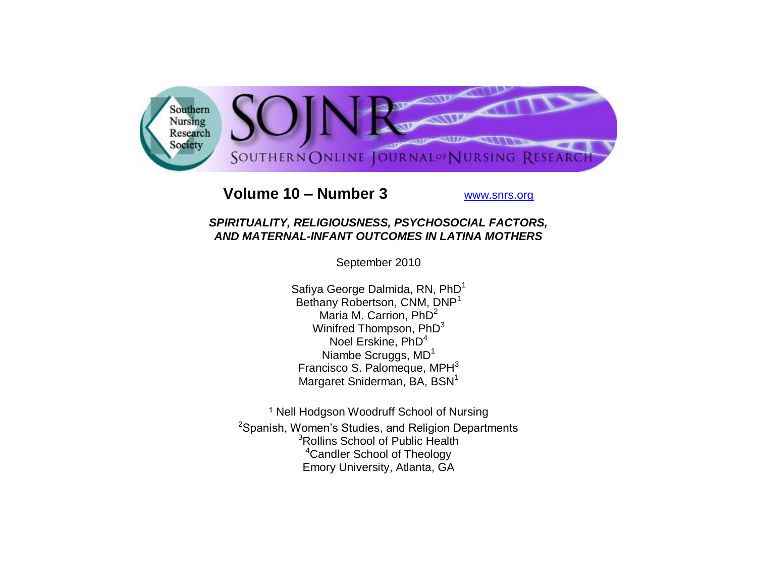Southern Nursing Research Society

SOJNR

SOUTHERN ONLINE JOURNAL OF NURSING RESEARCH

**Volume 10 – Number 3** www.snrs.org

# *SPIRITUALITY, RELIGIOUSNESS, PSYCHOSOCIAL FACTORS, AND MATERNAL-INFANT OUTCOMES IN LATINA MOTHERS*

September 2010

Safiya George Dalmida, RN, PhD[1]
Bethany Robertson, CNM, DNP[1]
Maria M. Carrion, PhD[2]
Winifred Thompson, PhD[3]
Noel Erskine, PhD[4]
Niambe Scruggs, MD[1]
Francisco S. Palomeque, MPH[3]
Margaret Sniderman, BA, BSN[1]

[1] Nell Hodgson Woodruff School of Nursing
[2]Spanish, Women's Studies, and Religion Departments
[3]Rollins School of Public Health
[4]Candler School of Theology
Emory University, Atlanta, GA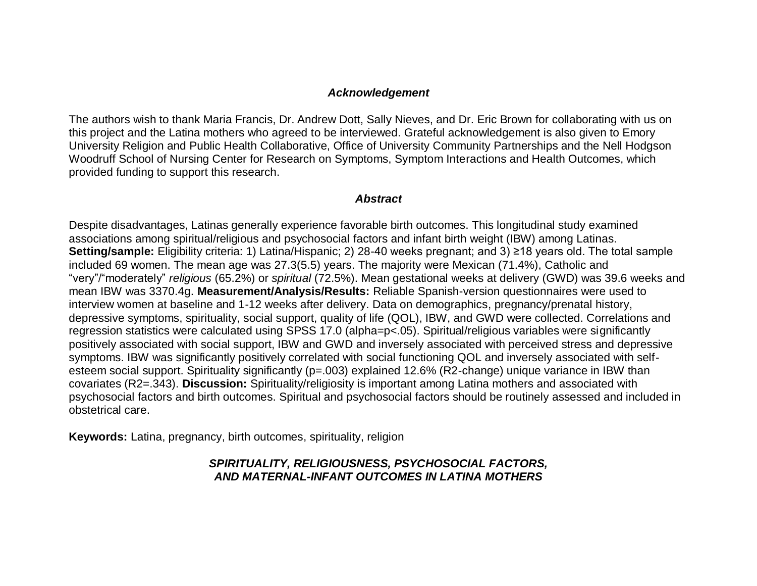### *Acknowledgement*

The authors wish to thank Maria Francis, Dr. Andrew Dott, Sally Nieves, and Dr. Eric Brown for collaborating with us on this project and the Latina mothers who agreed to be interviewed. Grateful acknowledgement is also given to Emory University Religion and Public Health Collaborative, Office of University Community Partnerships and the Nell Hodgson Woodruff School of Nursing Center for Research on Symptoms, Symptom Interactions and Health Outcomes, which provided funding to support this research.

### *Abstract*

Despite disadvantages, Latinas generally experience favorable birth outcomes. This longitudinal study examined associations among spiritual/religious and psychosocial factors and infant birth weight (IBW) among Latinas. **Setting/sample:** Eligibility criteria: 1) Latina/Hispanic; 2) 28-40 weeks pregnant; and 3) ≥18 years old. The total sample included 69 women. The mean age was 27.3(5.5) years. The majority were Mexican (71.4%), Catholic and "very"/"moderately" *religious* (65.2%) or *spiritual* (72.5%). Mean gestational weeks at delivery (GWD) was 39.6 weeks and mean IBW was 3370.4g. **Measurement/Analysis/Results:** Reliable Spanish-version questionnaires were used to interview women at baseline and 1-12 weeks after delivery. Data on demographics, pregnancy/prenatal history, depressive symptoms, spirituality, social support, quality of life (QOL), IBW, and GWD were collected. Correlations and regression statistics were calculated using SPSS 17.0 (alpha=$p<.05$). Spiritual/religious variables were significantly positively associated with social support, IBW and GWD and inversely associated with perceived stress and depressive symptoms. IBW was significantly positively correlated with social functioning QOL and inversely associated with self-esteem social support. Spirituality significantly ($p=.003$) explained 12.6% ($R^2$-change) unique variance in IBW than covariates ($R^2=.343$). **Discussion:** Spirituality/religiosity is important among Latina mothers and associated with psychosocial factors and birth outcomes. Spiritual and psychosocial factors should be routinely assessed and included in obstetrical care.

**Keywords:** Latina, pregnancy, birth outcomes, spirituality, religion

## *SPIRITUALITY, RELIGIOUSNESS, PSYCHOSOCIAL FACTORS, AND MATERNAL-INFANT OUTCOMES IN LATINA MOTHERS*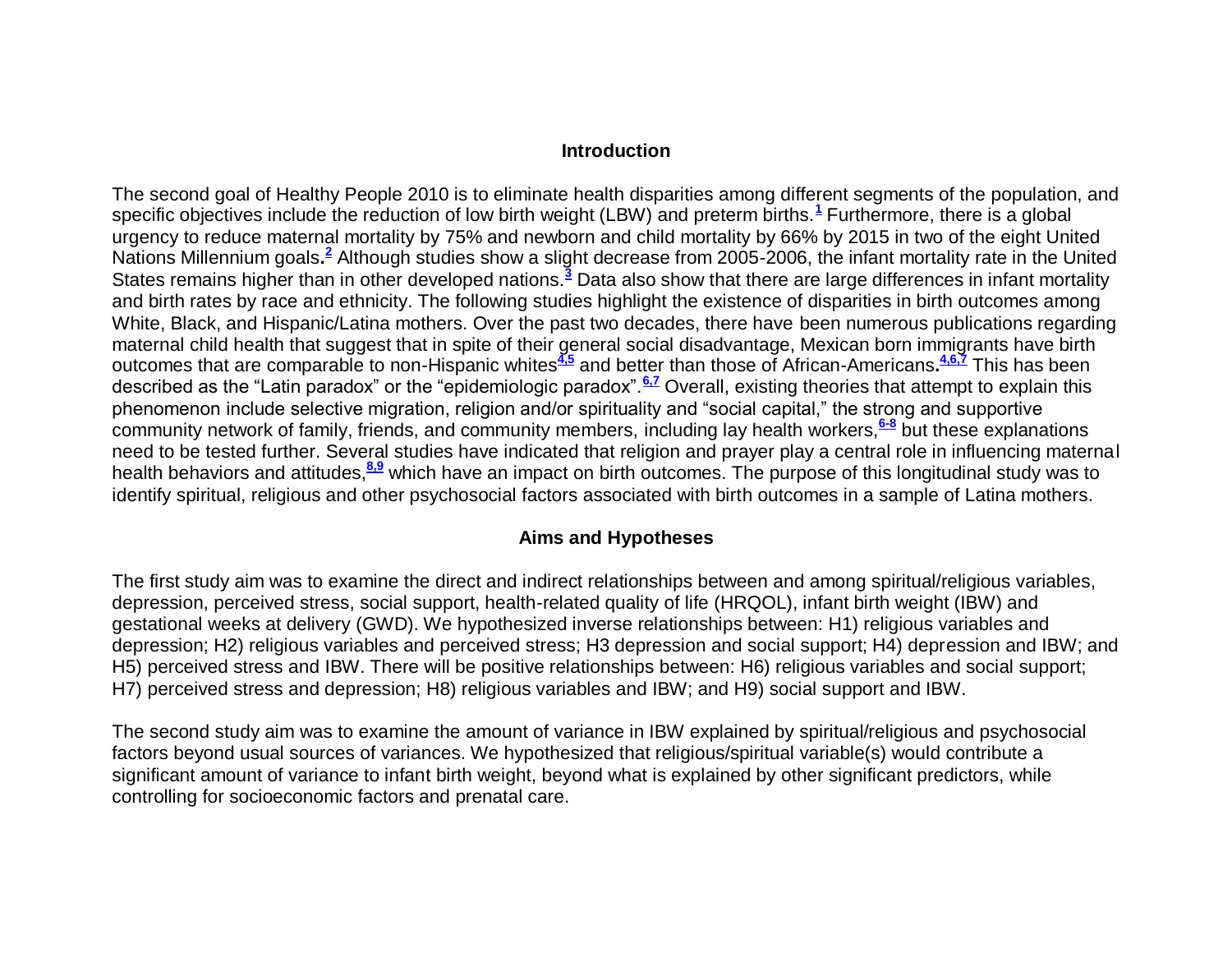## Introduction

The second goal of Healthy People 2010 is to eliminate health disparities among different segments of the population, and specific objectives include the reduction of low birth weight (LBW) and preterm births.[1] Furthermore, there is a global urgency to reduce maternal mortality by 75% and newborn and child mortality by 66% by 2015 in two of the eight United Nations Millennium goals.[2] Although studies show a slight decrease from 2005-2006, the infant mortality rate in the United States remains higher than in other developed nations.[3] Data also show that there are large differences in infant mortality and birth rates by race and ethnicity. The following studies highlight the existence of disparities in birth outcomes among White, Black, and Hispanic/Latina mothers. Over the past two decades, there have been numerous publications regarding maternal child health that suggest that in spite of their general social disadvantage, Mexican born immigrants have birth outcomes that are comparable to non-Hispanic whites[4,5] and better than those of African-Americans.[4,6,7] This has been described as the "Latin paradox" or the "epidemiologic paradox".[6,7] Overall, existing theories that attempt to explain this phenomenon include selective migration, religion and/or spirituality and "social capital," the strong and supportive community network of family, friends, and community members, including lay health workers,[6-8] but these explanations need to be tested further. Several studies have indicated that religion and prayer play a central role in influencing maternal health behaviors and attitudes,[8,9] which have an impact on birth outcomes. The purpose of this longitudinal study was to identify spiritual, religious and other psychosocial factors associated with birth outcomes in a sample of Latina mothers.

## Aims and Hypotheses

The first study aim was to examine the direct and indirect relationships between and among spiritual/religious variables, depression, perceived stress, social support, health-related quality of life (HRQOL), infant birth weight (IBW) and gestational weeks at delivery (GWD). We hypothesized inverse relationships between: H1) religious variables and depression; H2) religious variables and perceived stress; H3 depression and social support; H4) depression and IBW; and H5) perceived stress and IBW. There will be positive relationships between: H6) religious variables and social support; H7) perceived stress and depression; H8) religious variables and IBW; and H9) social support and IBW.

The second study aim was to examine the amount of variance in IBW explained by spiritual/religious and psychosocial factors beyond usual sources of variances. We hypothesized that religious/spiritual variable(s) would contribute a significant amount of variance to infant birth weight, beyond what is explained by other significant predictors, while controlling for socioeconomic factors and prenatal care.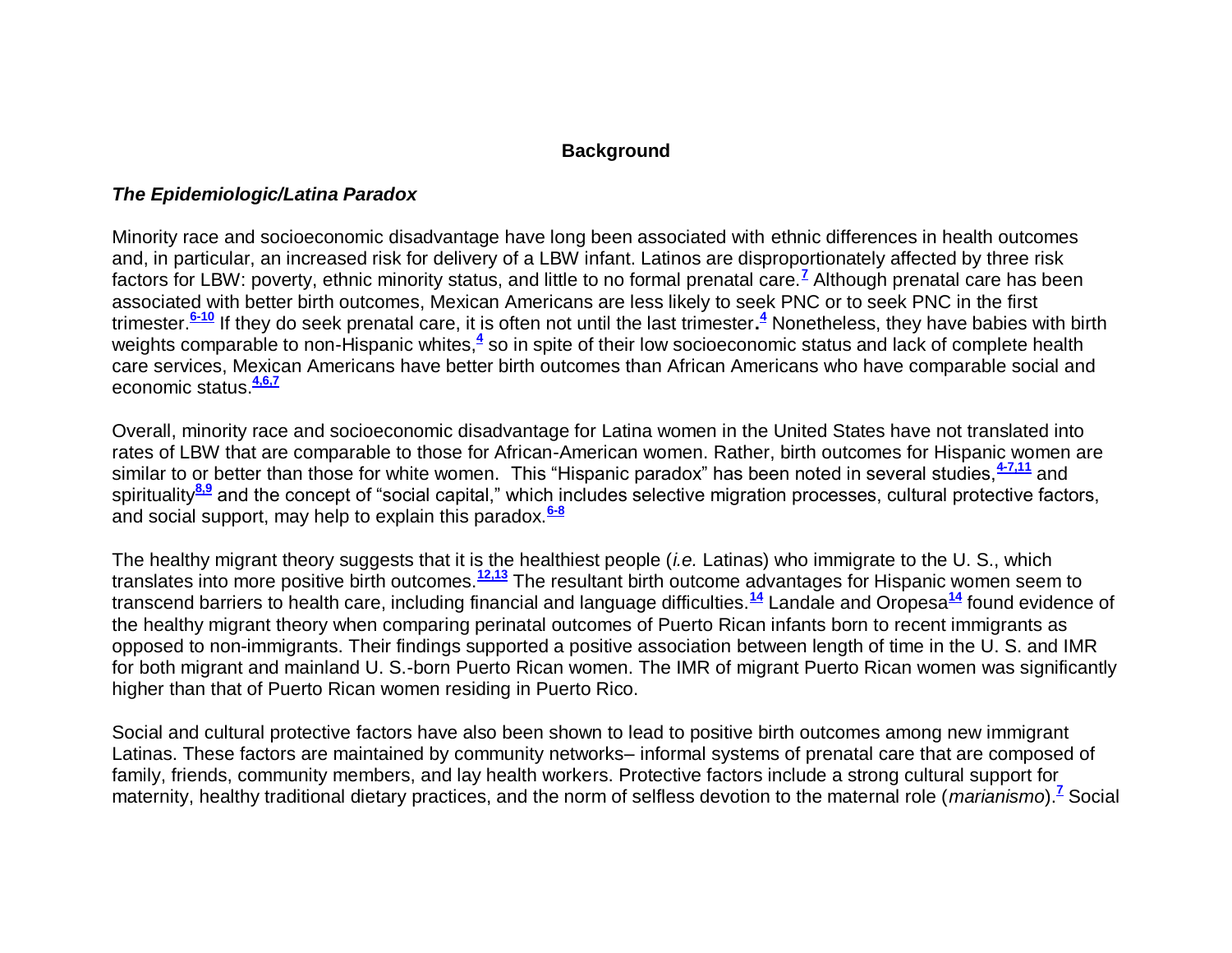## Background

### *The Epidemiologic/Latina Paradox*

Minority race and socioeconomic disadvantage have long been associated with ethnic differences in health outcomes and, in particular, an increased risk for delivery of a LBW infant. Latinos are disproportionately affected by three risk factors for LBW: poverty, ethnic minority status, and little to no formal prenatal care.[7] Although prenatal care has been associated with better birth outcomes, Mexican Americans are less likely to seek PNC or to seek PNC in the first trimester.[6-10] If they do seek prenatal care, it is often not until the last trimester.[4] Nonetheless, they have babies with birth weights comparable to non-Hispanic whites,[4] so in spite of their low socioeconomic status and lack of complete health care services, Mexican Americans have better birth outcomes than African Americans who have comparable social and economic status.[4,6,7]

Overall, minority race and socioeconomic disadvantage for Latina women in the United States have not translated into rates of LBW that are comparable to those for African-American women. Rather, birth outcomes for Hispanic women are similar to or better than those for white women. This "Hispanic paradox" has been noted in several studies,[4-7,11] and spirituality[8,9] and the concept of "social capital," which includes selective migration processes, cultural protective factors, and social support, may help to explain this paradox.[6-8]

The healthy migrant theory suggests that it is the healthiest people (*i.e.* Latinas) who immigrate to the U. S., which translates into more positive birth outcomes.[12,13] The resultant birth outcome advantages for Hispanic women seem to transcend barriers to health care, including financial and language difficulties.[14] Landale and Oropesa[14] found evidence of the healthy migrant theory when comparing perinatal outcomes of Puerto Rican infants born to recent immigrants as opposed to non-immigrants. Their findings supported a positive association between length of time in the U. S. and IMR for both migrant and mainland U. S.-born Puerto Rican women. The IMR of migrant Puerto Rican women was significantly higher than that of Puerto Rican women residing in Puerto Rico.

Social and cultural protective factors have also been shown to lead to positive birth outcomes among new immigrant Latinas. These factors are maintained by community networks– informal systems of prenatal care that are composed of family, friends, community members, and lay health workers. Protective factors include a strong cultural support for maternity, healthy traditional dietary practices, and the norm of selfless devotion to the maternal role (*marianismo*).[7] Social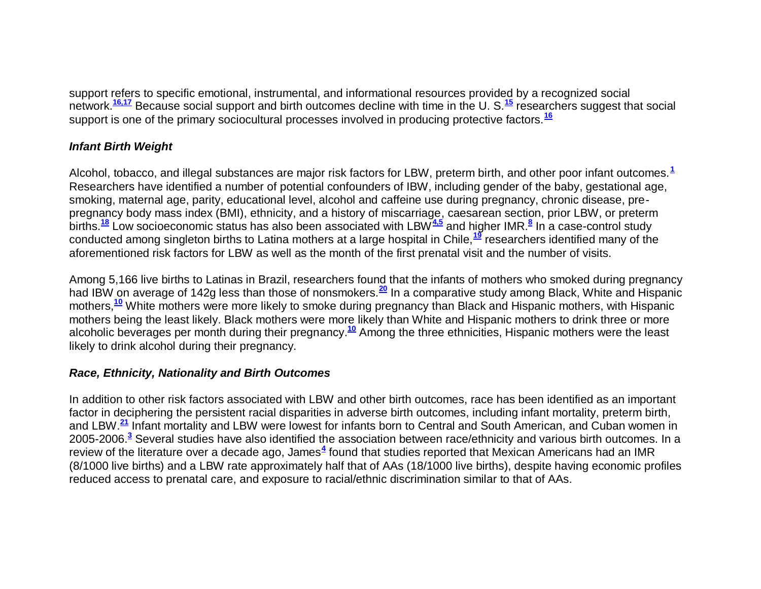support refers to specific emotional, instrumental, and informational resources provided by a recognized social network.[16,17] Because social support and birth outcomes decline with time in the U. S.[15] researchers suggest that social support is one of the primary sociocultural processes involved in producing protective factors.[16]

### *Infant Birth Weight*

Alcohol, tobacco, and illegal substances are major risk factors for LBW, preterm birth, and other poor infant outcomes.[1] Researchers have identified a number of potential confounders of IBW, including gender of the baby, gestational age, smoking, maternal age, parity, educational level, alcohol and caffeine use during pregnancy, chronic disease, pre-pregnancy body mass index (BMI), ethnicity, and a history of miscarriage, caesarean section, prior LBW, or preterm births.[18] Low socioeconomic status has also been associated with LBW[4,5] and higher IMR.[8] In a case-control study conducted among singleton births to Latina mothers at a large hospital in Chile,[19] researchers identified many of the aforementioned risk factors for LBW as well as the month of the first prenatal visit and the number of visits.

Among 5,166 live births to Latinas in Brazil, researchers found that the infants of mothers who smoked during pregnancy had IBW on average of 142g less than those of nonsmokers.[20] In a comparative study among Black, White and Hispanic mothers,[10] White mothers were more likely to smoke during pregnancy than Black and Hispanic mothers, with Hispanic mothers being the least likely. Black mothers were more likely than White and Hispanic mothers to drink three or more alcoholic beverages per month during their pregnancy.[10] Among the three ethnicities, Hispanic mothers were the least likely to drink alcohol during their pregnancy.

### *Race, Ethnicity, Nationality and Birth Outcomes*

In addition to other risk factors associated with LBW and other birth outcomes, race has been identified as an important factor in deciphering the persistent racial disparities in adverse birth outcomes, including infant mortality, preterm birth, and LBW.[21] Infant mortality and LBW were lowest for infants born to Central and South American, and Cuban women in 2005-2006.[3] Several studies have also identified the association between race/ethnicity and various birth outcomes. In a review of the literature over a decade ago, James[4] found that studies reported that Mexican Americans had an IMR (8/1000 live births) and a LBW rate approximately half that of AAs (18/1000 live births), despite having economic profiles reduced access to prenatal care, and exposure to racial/ethnic discrimination similar to that of AAs.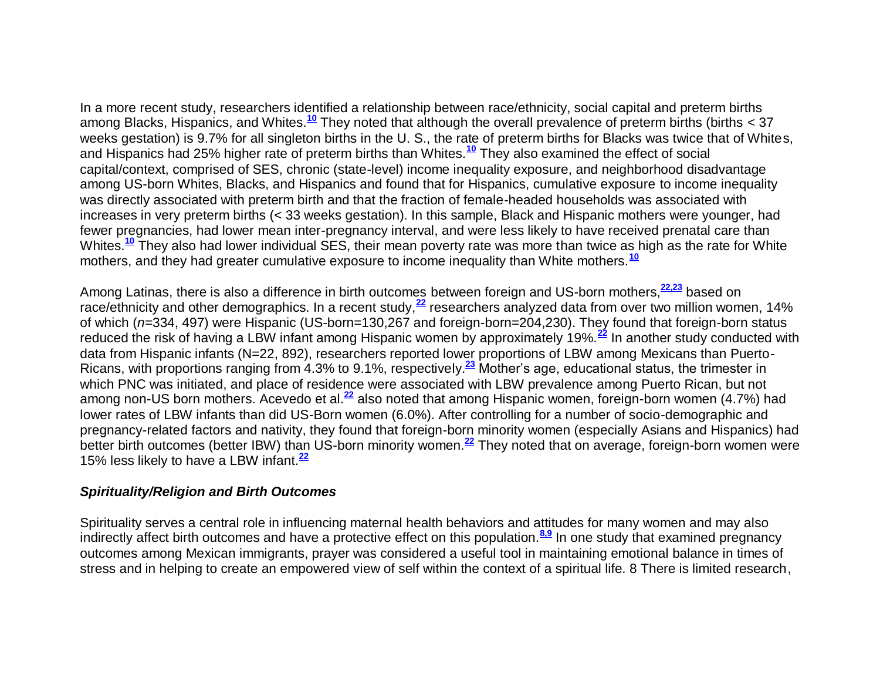In a more recent study, researchers identified a relationship between race/ethnicity, social capital and preterm births among Blacks, Hispanics, and Whites.[10] They noted that although the overall prevalence of preterm births (births < 37 weeks gestation) is 9.7% for all singleton births in the U. S., the rate of preterm births for Blacks was twice that of Whites, and Hispanics had 25% higher rate of preterm births than Whites.[10] They also examined the effect of social capital/context, comprised of SES, chronic (state-level) income inequality exposure, and neighborhood disadvantage among US-born Whites, Blacks, and Hispanics and found that for Hispanics, cumulative exposure to income inequality was directly associated with preterm birth and that the fraction of female-headed households was associated with increases in very preterm births (< 33 weeks gestation). In this sample, Black and Hispanic mothers were younger, had fewer pregnancies, had lower mean inter-pregnancy interval, and were less likely to have received prenatal care than Whites.[10] They also had lower individual SES, their mean poverty rate was more than twice as high as the rate for White mothers, and they had greater cumulative exposure to income inequality than White mothers.[10]

Among Latinas, there is also a difference in birth outcomes between foreign and US-born mothers,[22,23] based on race/ethnicity and other demographics. In a recent study,[22] researchers analyzed data from over two million women, 14% of which (*n*=334, 497) were Hispanic (US-born=130,267 and foreign-born=204,230). They found that foreign-born status reduced the risk of having a LBW infant among Hispanic women by approximately 19%.[22] In another study conducted with data from Hispanic infants (N=22, 892), researchers reported lower proportions of LBW among Mexicans than Puerto-Ricans, with proportions ranging from 4.3% to 9.1%, respectively.[23] Mother's age, educational status, the trimester in which PNC was initiated, and place of residence were associated with LBW prevalence among Puerto Rican, but not among non-US born mothers. Acevedo et al.[22] also noted that among Hispanic women, foreign-born women (4.7%) had lower rates of LBW infants than did US-Born women (6.0%). After controlling for a number of socio-demographic and pregnancy-related factors and nativity, they found that foreign-born minority women (especially Asians and Hispanics) had better birth outcomes (better IBW) than US-born minority women.[22] They noted that on average, foreign-born women were 15% less likely to have a LBW infant.[22]

### *Spirituality/Religion and Birth Outcomes*

Spirituality serves a central role in influencing maternal health behaviors and attitudes for many women and may also indirectly affect birth outcomes and have a protective effect on this population.[8,9] In one study that examined pregnancy outcomes among Mexican immigrants, prayer was considered a useful tool in maintaining emotional balance in times of stress and in helping to create an empowered view of self within the context of a spiritual life. 8 There is limited research,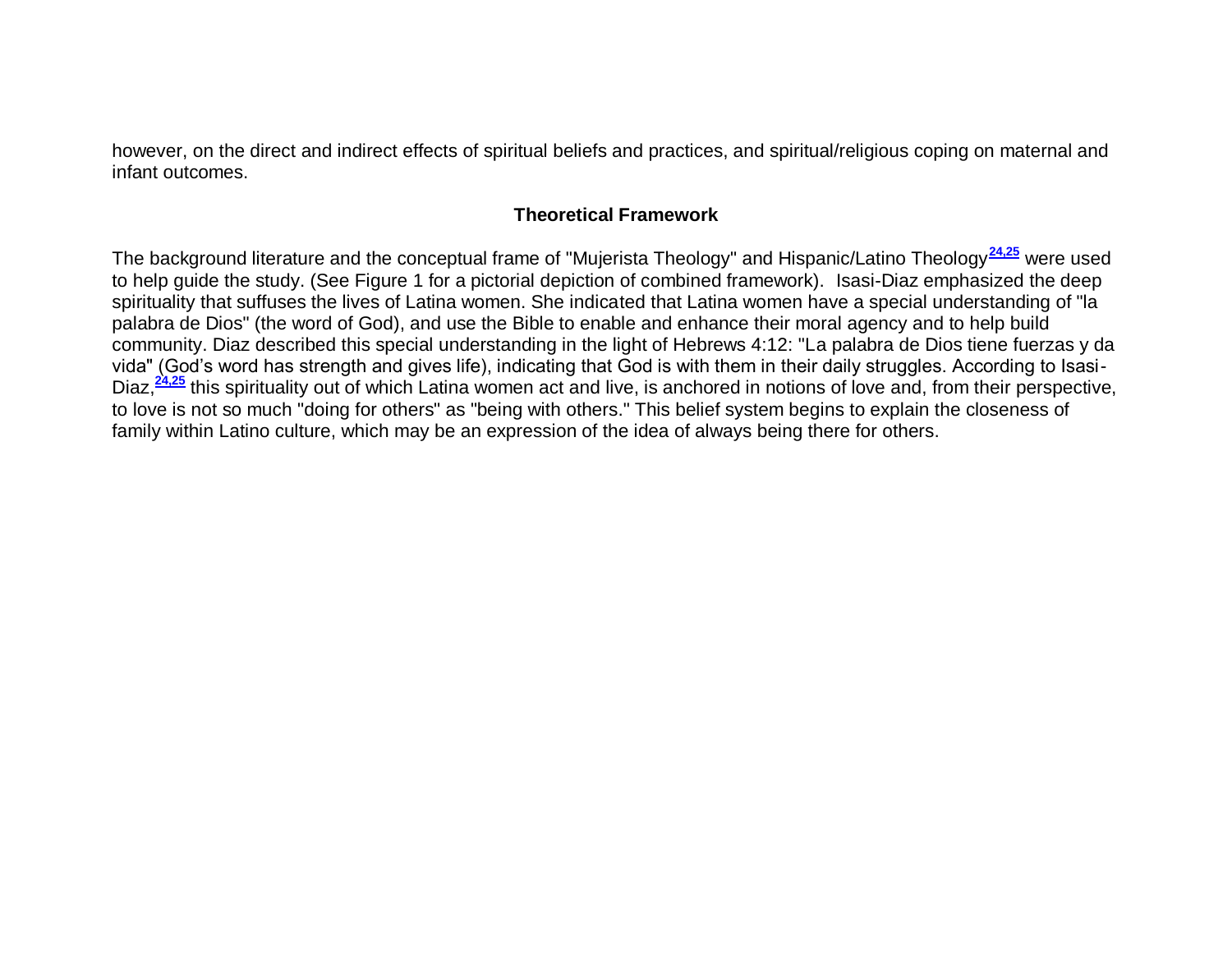however, on the direct and indirect effects of spiritual beliefs and practices, and spiritual/religious coping on maternal and infant outcomes.

## Theoretical Framework

The background literature and the conceptual frame of "Mujerista Theology" and Hispanic/Latino Theology[24,25] were used to help guide the study. (See Figure 1 for a pictorial depiction of combined framework). Isasi-Diaz emphasized the deep spirituality that suffuses the lives of Latina women. She indicated that Latina women have a special understanding of "la palabra de Dios" (the word of God), and use the Bible to enable and enhance their moral agency and to help build community. Diaz described this special understanding in the light of Hebrews 4:12: "La palabra de Dios tiene fuerzas y da vida" (God's word has strength and gives life), indicating that God is with them in their daily struggles. According to Isasi-Diaz,[24,25] this spirituality out of which Latina women act and live, is anchored in notions of love and, from their perspective, to love is not so much "doing for others" as "being with others." This belief system begins to explain the closeness of family within Latino culture, which may be an expression of the idea of always being there for others.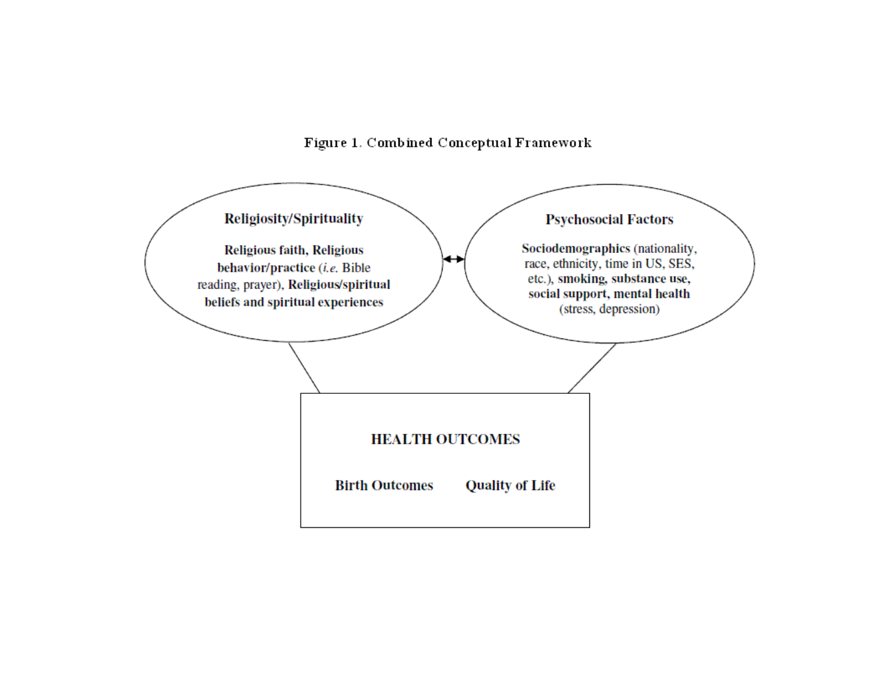Figure 1. Combined Conceptual Framework

**Religiosity/Spirituality**

**Religious faith, Religious behavior/practice** (*i.e.* Bible reading, prayer), **Religious/spiritual beliefs and spiritual experiences**

**Psychosocial Factors**

**Sociodemographics** (nationality, race, ethnicity, time in US, SES, etc.), **smoking, substance use, social support, mental health** (stress, depression)

**HEALTH OUTCOMES**

**Birth Outcomes** **Quality of Life**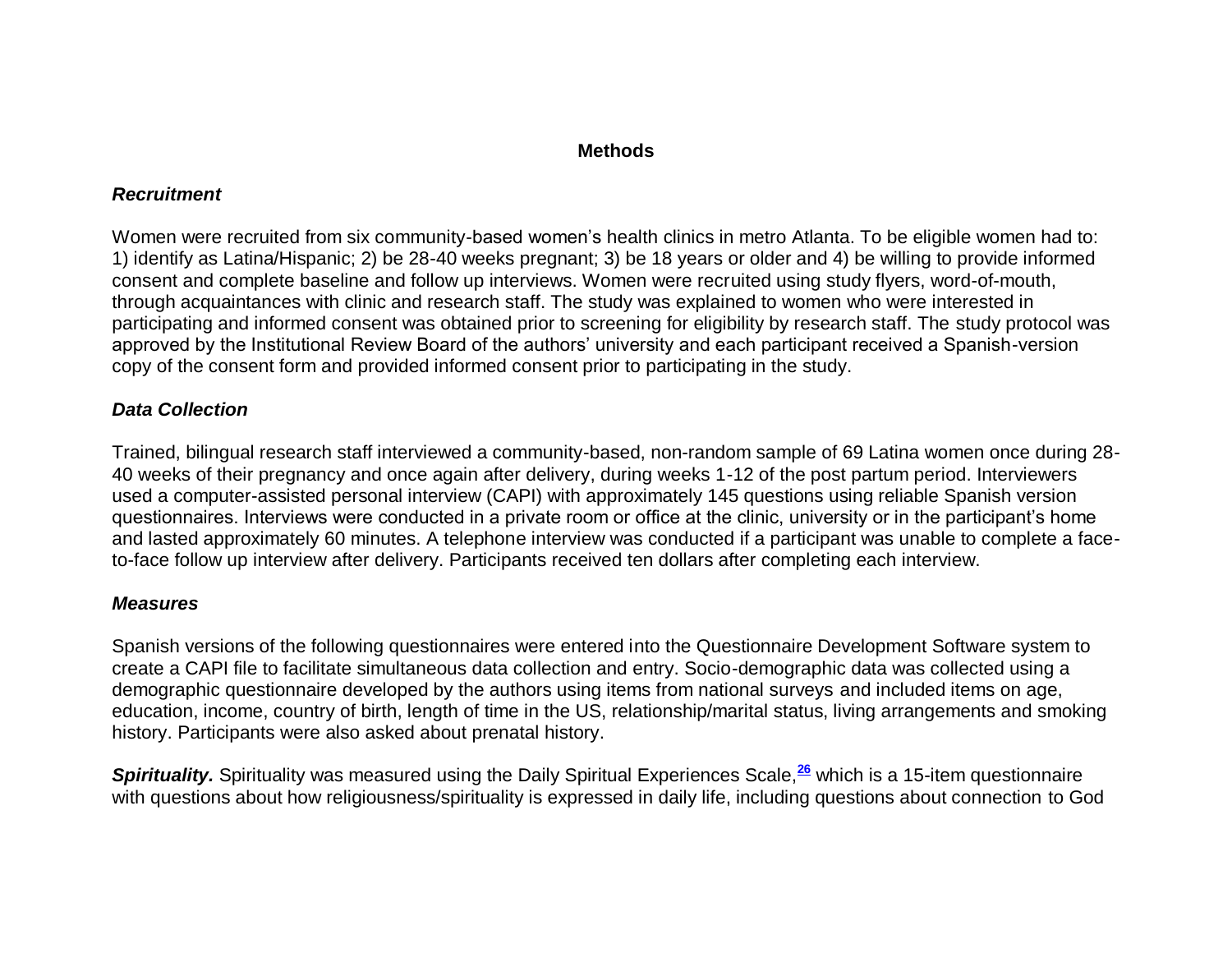## Methods

### *Recruitment*

Women were recruited from six community-based women's health clinics in metro Atlanta. To be eligible women had to: 1) identify as Latina/Hispanic; 2) be 28-40 weeks pregnant; 3) be 18 years or older and 4) be willing to provide informed consent and complete baseline and follow up interviews. Women were recruited using study flyers, word-of-mouth, through acquaintances with clinic and research staff. The study was explained to women who were interested in participating and informed consent was obtained prior to screening for eligibility by research staff. The study protocol was approved by the Institutional Review Board of the authors' university and each participant received a Spanish-version copy of the consent form and provided informed consent prior to participating in the study.

### *Data Collection*

Trained, bilingual research staff interviewed a community-based, non-random sample of 69 Latina women once during 28-40 weeks of their pregnancy and once again after delivery, during weeks 1-12 of the post partum period. Interviewers used a computer-assisted personal interview (CAPI) with approximately 145 questions using reliable Spanish version questionnaires. Interviews were conducted in a private room or office at the clinic, university or in the participant's home and lasted approximately 60 minutes. A telephone interview was conducted if a participant was unable to complete a face-to-face follow up interview after delivery. Participants received ten dollars after completing each interview.

### *Measures*

Spanish versions of the following questionnaires were entered into the Questionnaire Development Software system to create a CAPI file to facilitate simultaneous data collection and entry. Socio-demographic data was collected using a demographic questionnaire developed by the authors using items from national surveys and included items on age, education, income, country of birth, length of time in the US, relationship/marital status, living arrangements and smoking history. Participants were also asked about prenatal history.

***Spirituality.*** Spirituality was measured using the Daily Spiritual Experiences Scale,[26] which is a 15-item questionnaire with questions about how religiousness/spirituality is expressed in daily life, including questions about connection to God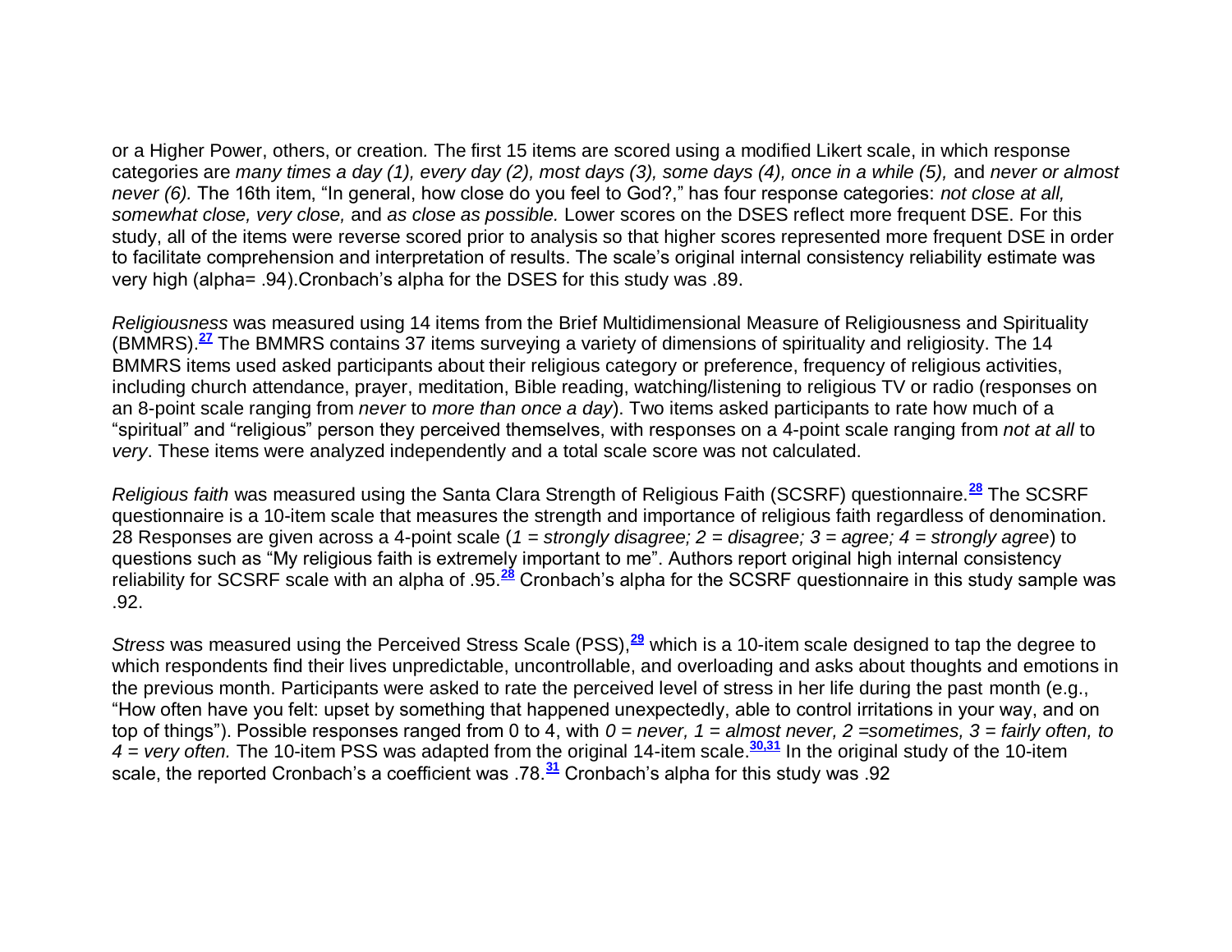or a Higher Power, others, or creation. The first 15 items are scored using a modified Likert scale, in which response categories are *many times a day (1), every day (2), most days (3), some days (4), once in a while (5),* and *never or almost never (6).* The 16th item, "In general, how close do you feel to God?," has four response categories: *not close at all, somewhat close, very close,* and *as close as possible.* Lower scores on the DSES reflect more frequent DSE. For this study, all of the items were reverse scored prior to analysis so that higher scores represented more frequent DSE in order to facilitate comprehension and interpretation of results. The scale's original internal consistency reliability estimate was very high (alpha= .94).Cronbach's alpha for the DSES for this study was .89.

*Religiousness* was measured using 14 items from the Brief Multidimensional Measure of Religiousness and Spirituality (BMMRS).[27] The BMMRS contains 37 items surveying a variety of dimensions of spirituality and religiosity. The 14 BMMRS items used asked participants about their religious category or preference, frequency of religious activities, including church attendance, prayer, meditation, Bible reading, watching/listening to religious TV or radio (responses on an 8-point scale ranging from *never* to *more than once a day*). Two items asked participants to rate how much of a "spiritual" and "religious" person they perceived themselves, with responses on a 4-point scale ranging from *not at all* to *very*. These items were analyzed independently and a total scale score was not calculated.

*Religious faith* was measured using the Santa Clara Strength of Religious Faith (SCSRF) questionnaire.[28] The SCSRF questionnaire is a 10-item scale that measures the strength and importance of religious faith regardless of denomination. 28 Responses are given across a 4-point scale (*1 = strongly disagree; 2 = disagree; 3 = agree; 4 = strongly agree*) to questions such as "My religious faith is extremely important to me". Authors report original high internal consistency reliability for SCSRF scale with an alpha of .95.[28] Cronbach's alpha for the SCSRF questionnaire in this study sample was .92.

*Stress* was measured using the Perceived Stress Scale (PSS),[29] which is a 10-item scale designed to tap the degree to which respondents find their lives unpredictable, uncontrollable, and overloading and asks about thoughts and emotions in the previous month. Participants were asked to rate the perceived level of stress in her life during the past month (e.g., "How often have you felt: upset by something that happened unexpectedly, able to control irritations in your way, and on top of things"). Possible responses ranged from 0 to 4, with *0 = never, 1 = almost never, 2 =sometimes, 3 = fairly often, to 4 = very often.* The 10-item PSS was adapted from the original 14-item scale.[30,31] In the original study of the 10-item scale, the reported Cronbach's a coefficient was .78.[31] Cronbach's alpha for this study was .92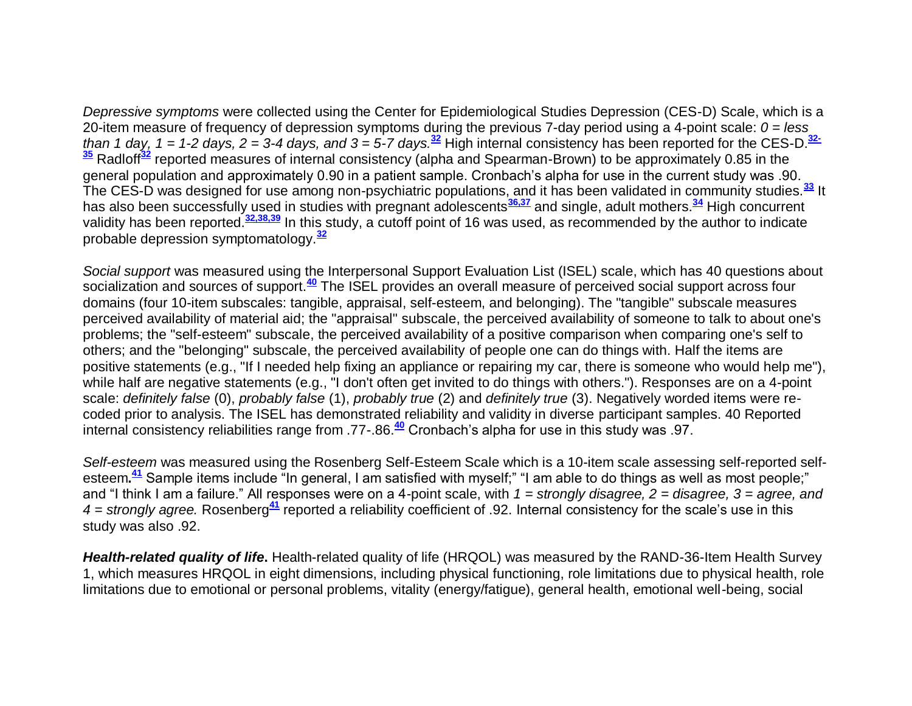*Depressive symptoms* were collected using the Center for Epidemiological Studies Depression (CES-D) Scale, which is a 20-item measure of frequency of depression symptoms during the previous 7-day period using a 4-point scale: *0 = less than 1 day, 1 = 1-2 days, 2 = 3-4 days, and 3 = 5-7 days.*[32] High internal consistency has been reported for the CES-D.[32-35] Radloff[32] reported measures of internal consistency (alpha and Spearman-Brown) to be approximately 0.85 in the general population and approximately 0.90 in a patient sample. Cronbach's alpha for use in the current study was .90. The CES-D was designed for use among non-psychiatric populations, and it has been validated in community studies.[33] It has also been successfully used in studies with pregnant adolescents[36,37] and single, adult mothers.[34] High concurrent validity has been reported.[32,38,39] In this study, a cutoff point of 16 was used, as recommended by the author to indicate probable depression symptomatology.[32]

*Social support* was measured using the Interpersonal Support Evaluation List (ISEL) scale, which has 40 questions about socialization and sources of support.[40] The ISEL provides an overall measure of perceived social support across four domains (four 10-item subscales: tangible, appraisal, self-esteem, and belonging). The "tangible" subscale measures perceived availability of material aid; the "appraisal" subscale, the perceived availability of someone to talk to about one's problems; the "self-esteem" subscale, the perceived availability of a positive comparison when comparing one's self to others; and the "belonging" subscale, the perceived availability of people one can do things with. Half the items are positive statements (e.g., "If I needed help fixing an appliance or repairing my car, there is someone who would help me"), while half are negative statements (e.g., "I don't often get invited to do things with others."). Responses are on a 4-point scale: *definitely false* (0), *probably false* (1), *probably true* (2) and *definitely true* (3). Negatively worded items were re-coded prior to analysis. The ISEL has demonstrated reliability and validity in diverse participant samples. 40 Reported internal consistency reliabilities range from .77-.86.[40] Cronbach's alpha for use in this study was .97.

*Self-esteem* was measured using the Rosenberg Self-Esteem Scale which is a 10-item scale assessing self-reported self-esteem.[41] Sample items include "In general, I am satisfied with myself;" "I am able to do things as well as most people;" and "I think I am a failure." All responses were on a 4-point scale, with *1 = strongly disagree, 2 = disagree, 3 = agree, and 4 = strongly agree.* Rosenberg[41] reported a reliability coefficient of .92. Internal consistency for the scale's use in this study was also .92.

***Health-related quality of life*.** Health-related quality of life (HRQOL) was measured by the RAND-36-Item Health Survey 1, which measures HRQOL in eight dimensions, including physical functioning, role limitations due to physical health, role limitations due to emotional or personal problems, vitality (energy/fatigue), general health, emotional well-being, social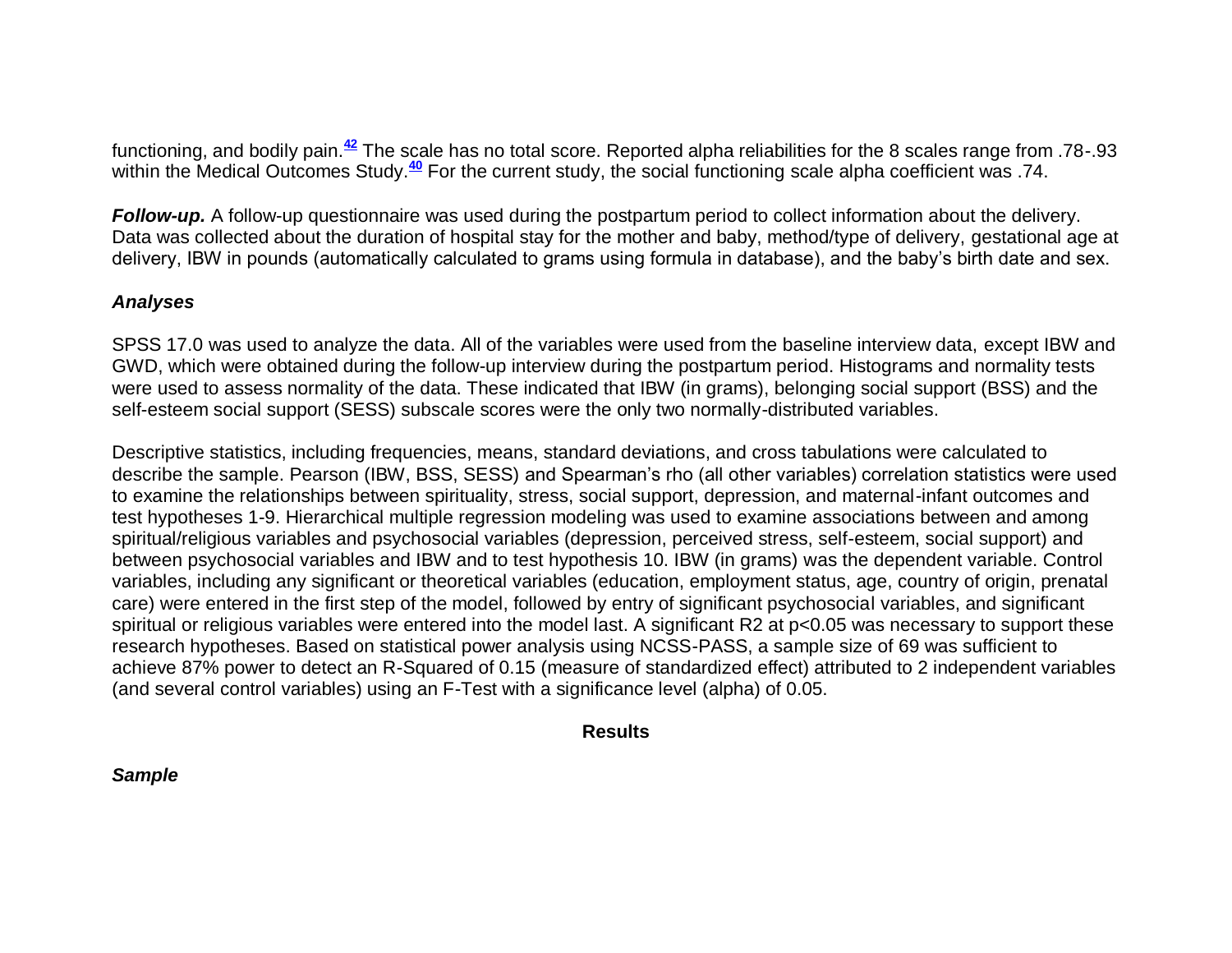functioning, and bodily pain.[42] The scale has no total score. Reported alpha reliabilities for the 8 scales range from .78-.93 within the Medical Outcomes Study.[40] For the current study, the social functioning scale alpha coefficient was .74.

***Follow-up.*** A follow-up questionnaire was used during the postpartum period to collect information about the delivery. Data was collected about the duration of hospital stay for the mother and baby, method/type of delivery, gestational age at delivery, IBW in pounds (automatically calculated to grams using formula in database), and the baby's birth date and sex.

### *Analyses*

SPSS 17.0 was used to analyze the data. All of the variables were used from the baseline interview data, except IBW and GWD, which were obtained during the follow-up interview during the postpartum period. Histograms and normality tests were used to assess normality of the data. These indicated that IBW (in grams), belonging social support (BSS) and the self-esteem social support (SESS) subscale scores were the only two normally-distributed variables.

Descriptive statistics, including frequencies, means, standard deviations, and cross tabulations were calculated to describe the sample. Pearson (IBW, BSS, SESS) and Spearman's rho (all other variables) correlation statistics were used to examine the relationships between spirituality, stress, social support, depression, and maternal-infant outcomes and test hypotheses 1-9. Hierarchical multiple regression modeling was used to examine associations between and among spiritual/religious variables and psychosocial variables (depression, perceived stress, self-esteem, social support) and between psychosocial variables and IBW and to test hypothesis 10. IBW (in grams) was the dependent variable. Control variables, including any significant or theoretical variables (education, employment status, age, country of origin, prenatal care) were entered in the first step of the model, followed by entry of significant psychosocial variables, and significant spiritual or religious variables were entered into the model last. A significant $R^2$ at $p<0.05$ was necessary to support these research hypotheses. Based on statistical power analysis using NCSS-PASS, a sample size of 69 was sufficient to achieve 87% power to detect an R-Squared of 0.15 (measure of standardized effect) attributed to 2 independent variables (and several control variables) using an F-Test with a significance level (alpha) of 0.05.

## Results

### *Sample*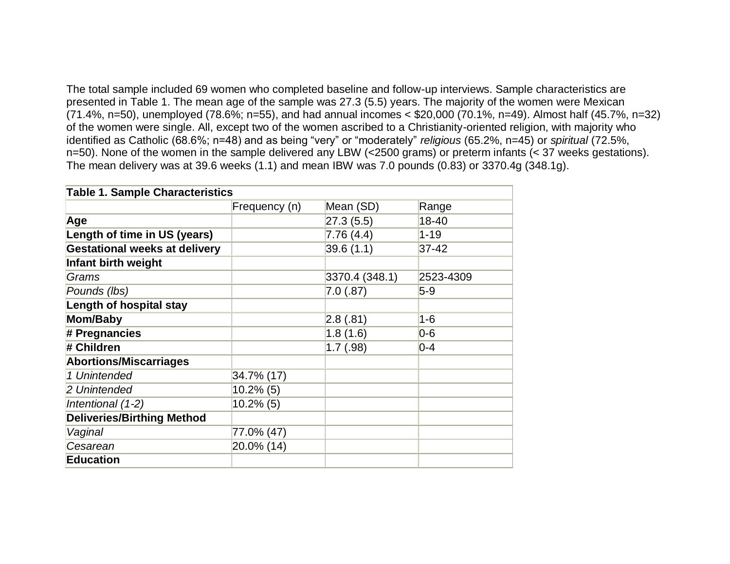The total sample included 69 women who completed baseline and follow-up interviews. Sample characteristics are presented in Table 1. The mean age of the sample was 27.3 (5.5) years. The majority of the women were Mexican (71.4%, n=50), unemployed (78.6%; n=55), and had annual incomes < $20,000 (70.1%, n=49). Almost half (45.7%, n=32) of the women were single. All, except two of the women ascribed to a Christianity-oriented religion, with majority who identified as Catholic (68.6%; n=48) and as being “very” or “moderately” *religious* (65.2%, n=45) or *spiritual* (72.5%, n=50). None of the women in the sample delivered any LBW (<2500 grams) or preterm infants (< 37 weeks gestations). The mean delivery was at 39.6 weeks (1.1) and mean IBW was 7.0 pounds (0.83) or 3370.4g (348.1g).

| **Table 1. Sample Characteristics** | | | |
|---|---|---|---|
| | Frequency (n) | Mean (SD) | Range |
| **Age** | | 27.3 (5.5) | 18-40 |
| **Length of time in US (years)** | | 7.76 (4.4) | 1-19 |
| **Gestational weeks at delivery** | | 39.6 (1.1) | 37-42 |
| **Infant birth weight** | | | |
| *Grams* | | 3370.4 (348.1) | 2523-4309 |
| *Pounds (lbs)* | | 7.0 (.87) | 5-9 |
| **Length of hospital stay** | | | |
| **Mom/Baby** | | 2.8 (.81) | 1-6 |
| **# Pregnancies** | | 1.8 (1.6) | 0-6 |
| **# Children** | | 1.7 (.98) | 0-4 |
| **Abortions/Miscarriages** | | | |
| *1 Unintended* | 34.7% (17) | | |
| *2 Unintended* | 10.2% (5) | | |
| *Intentional (1-2)* | 10.2% (5) | | |
| **Deliveries/Birthing Method** | | | |
| *Vaginal* | 77.0% (47) | | |
| *Cesarean* | 20.0% (14) | | |
| **Education** | | | |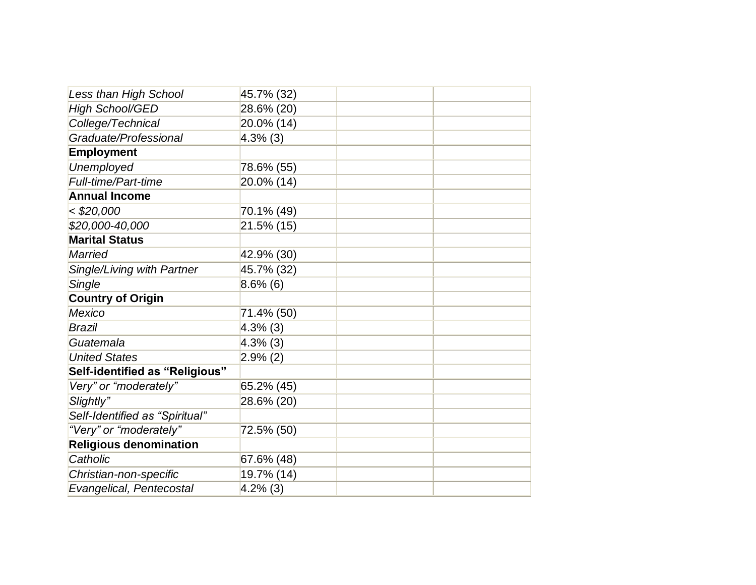| | | | |
|---|---|---|---|
| *Less than High School* | 45.7% (32) | | |
| *High School/GED* | 28.6% (20) | | |
| *College/Technical* | 20.0% (14) | | |
| *Graduate/Professional* | 4.3% (3) | | |
| **Employment** | | | |
| *Unemployed* | 78.6% (55) | | |
| *Full-time/Part-time* | 20.0% (14) | | |
| **Annual Income** | | | |
| *< $20,000* | 70.1% (49) | | |
| *$20,000-40,000* | 21.5% (15) | | |
| **Marital Status** | | | |
| *Married* | 42.9% (30) | | |
| *Single/Living with Partner* | 45.7% (32) | | |
| *Single* | 8.6% (6) | | |
| **Country of Origin** | | | |
| *Mexico* | 71.4% (50) | | |
| *Brazil* | 4.3% (3) | | |
| *Guatemala* | 4.3% (3) | | |
| *United States* | 2.9% (2) | | |
| **Self-identified as "Religious"** | | | |
| *Very" or "moderately"* | 65.2% (45) | | |
| *Slightly"* | 28.6% (20) | | |
| *Self-Identified as "Spiritual"* | | | |
| *"Very" or "moderately"* | 72.5% (50) | | |
| **Religious denomination** | | | |
| *Catholic* | 67.6% (48) | | |
| *Christian-non-specific* | 19.7% (14) | | |
| *Evangelical, Pentecostal* | 4.2% (3) | | |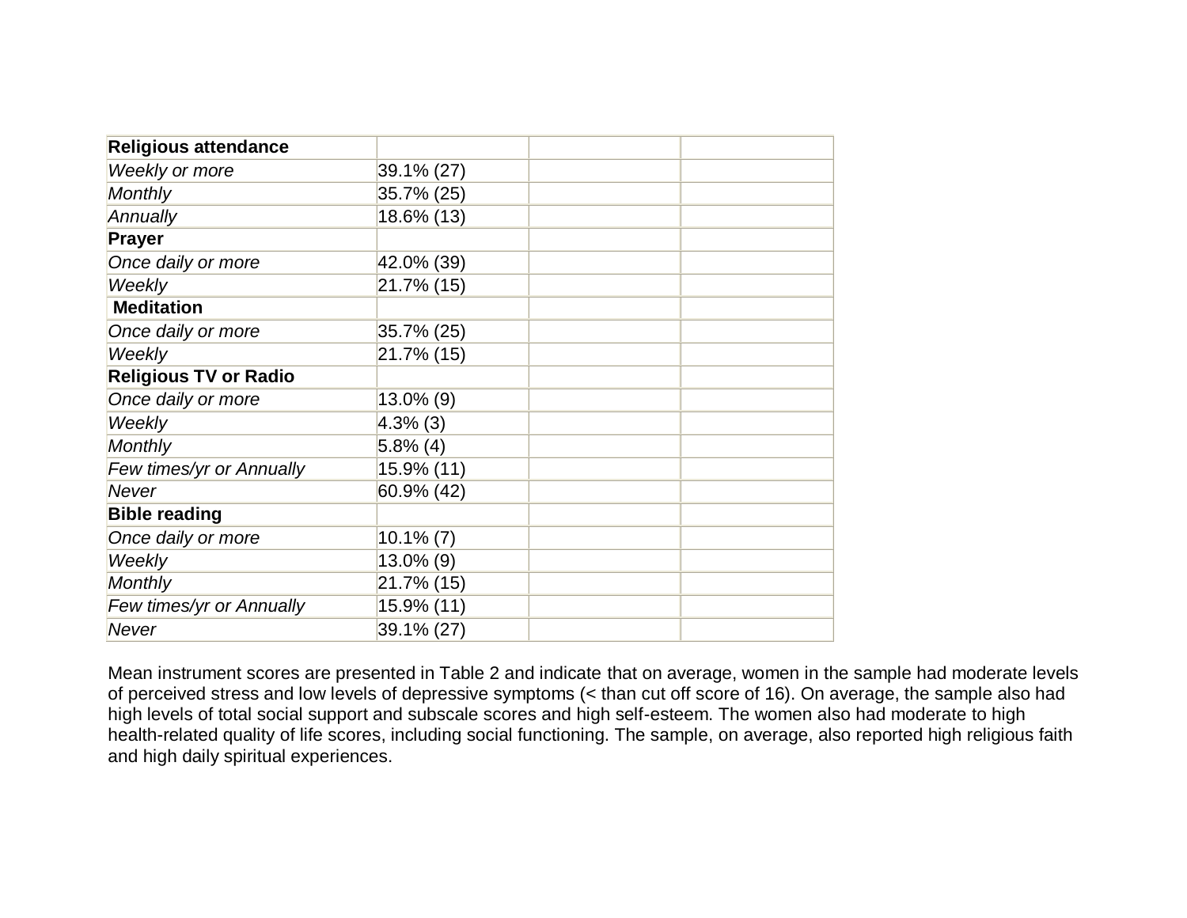| **Religious attendance** | | | |
|---|---|---|---|
| *Weekly or more* | 39.1% (27) | | |
| *Monthly* | 35.7% (25) | | |
| *Annually* | 18.6% (13) | | |
| **Prayer** | | | |
| *Once daily or more* | 42.0% (39) | | |
| *Weekly* | 21.7% (15) | | |
| **Meditation** | | | |
| *Once daily or more* | 35.7% (25) | | |
| *Weekly* | 21.7% (15) | | |
| **Religious TV or Radio** | | | |
| *Once daily or more* | 13.0% (9) | | |
| *Weekly* | 4.3% (3) | | |
| *Monthly* | 5.8% (4) | | |
| *Few times/yr or Annually* | 15.9% (11) | | |
| *Never* | 60.9% (42) | | |
| **Bible reading** | | | |
| *Once daily or more* | 10.1% (7) | | |
| *Weekly* | 13.0% (9) | | |
| *Monthly* | 21.7% (15) | | |
| *Few times/yr or Annually* | 15.9% (11) | | |
| *Never* | 39.1% (27) | | |

Mean instrument scores are presented in Table 2 and indicate that on average, women in the sample had moderate levels of perceived stress and low levels of depressive symptoms (< than cut off score of 16). On average, the sample also had high levels of total social support and subscale scores and high self-esteem. The women also had moderate to high health-related quality of life scores, including social functioning. The sample, on average, also reported high religious faith and high daily spiritual experiences.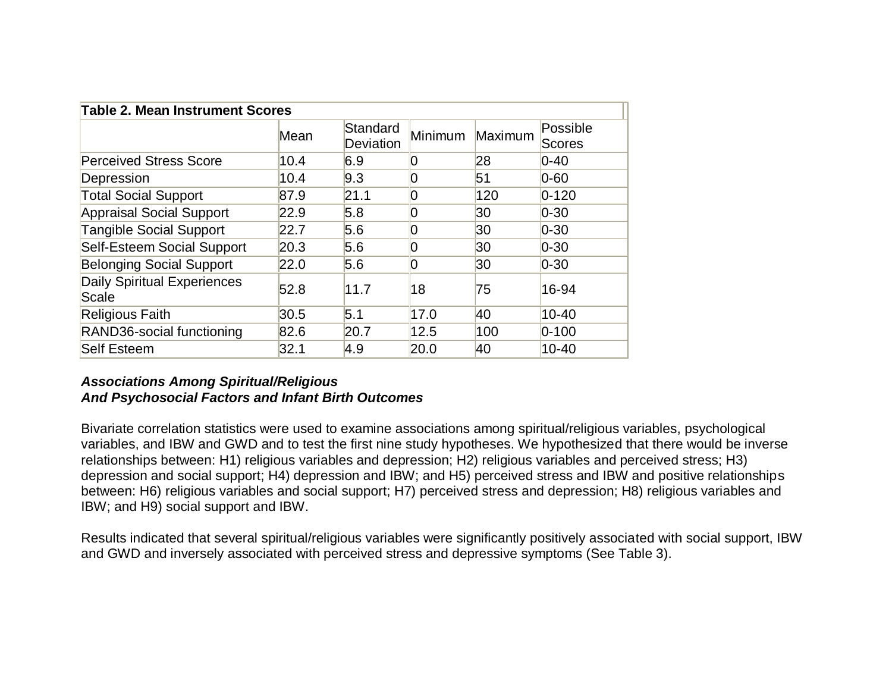| Table 2. Mean Instrument Scores | | | | | |
|---|---|---|---|---|---|
| | Mean | Standard Deviation | Minimum | Maximum | Possible Scores |
| Perceived Stress Score | 10.4 | 6.9 | 0 | 28 | 0-40 |
| Depression | 10.4 | 9.3 | 0 | 51 | 0-60 |
| Total Social Support | 87.9 | 21.1 | 0 | 120 | 0-120 |
| Appraisal Social Support | 22.9 | 5.8 | 0 | 30 | 0-30 |
| Tangible Social Support | 22.7 | 5.6 | 0 | 30 | 0-30 |
| Self-Esteem Social Support | 20.3 | 5.6 | 0 | 30 | 0-30 |
| Belonging Social Support | 22.0 | 5.6 | 0 | 30 | 0-30 |
| Daily Spiritual Experiences Scale | 52.8 | 11.7 | 18 | 75 | 16-94 |
| Religious Faith | 30.5 | 5.1 | 17.0 | 40 | 10-40 |
| RAND36-social functioning | 82.6 | 20.7 | 12.5 | 100 | 0-100 |
| Self Esteem | 32.1 | 4.9 | 20.0 | 40 | 10-40 |

***Associations Among Spiritual/Religious And Psychosocial Factors and Infant Birth Outcomes***

Bivariate correlation statistics were used to examine associations among spiritual/religious variables, psychological variables, and IBW and GWD and to test the first nine study hypotheses. We hypothesized that there would be inverse relationships between: H1) religious variables and depression; H2) religious variables and perceived stress; H3) depression and social support; H4) depression and IBW; and H5) perceived stress and IBW and positive relationships between: H6) religious variables and social support; H7) perceived stress and depression; H8) religious variables and IBW; and H9) social support and IBW.

Results indicated that several spiritual/religious variables were significantly positively associated with social support, IBW and GWD and inversely associated with perceived stress and depressive symptoms (See Table 3).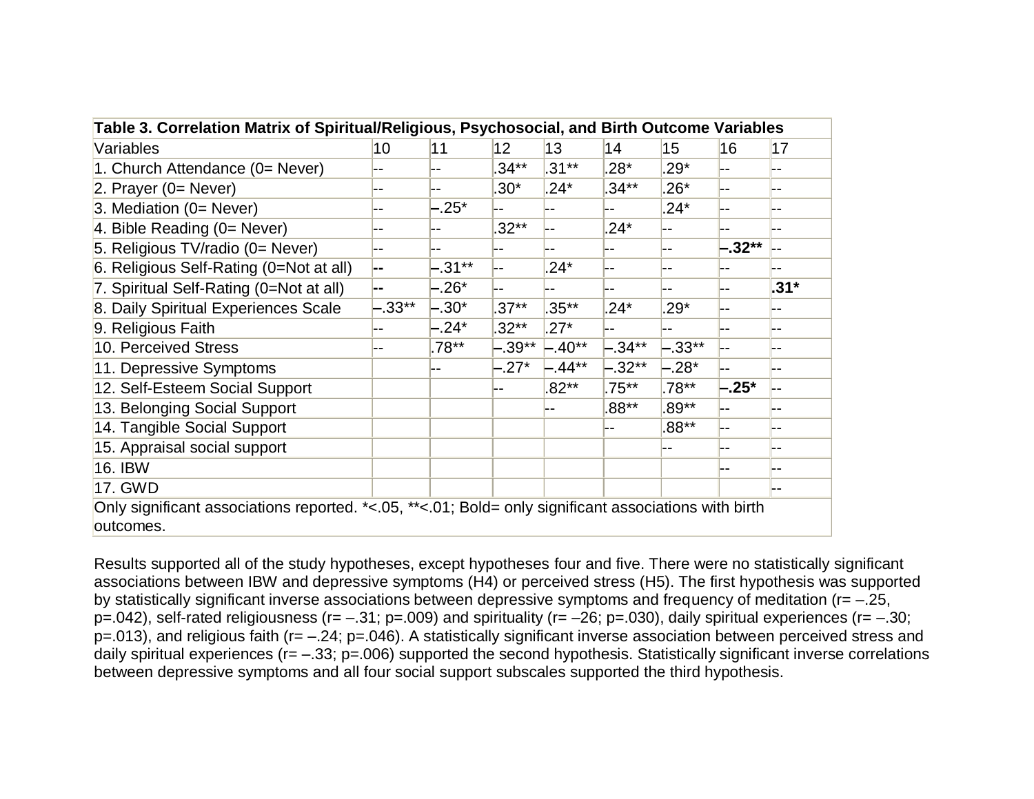| **Table 3. Correlation Matrix of Spiritual/Religious, Psychosocial, and Birth Outcome Variables** | | | | | | | | |
|---|---|---|---|---|---|---|---|---|
| Variables | 10 | 11 | 12 | 13 | 14 | 15 | 16 | 17 |
| 1. Church Attendance (0= Never) | -- | -- | .34** | .31** | .28* | .29* | -- | -- |
| 2. Prayer (0= Never) | -- | -- | .30* | .24* | .34** | .26* | -- | -- |
| 3. Mediation (0= Never) | -- | –.25* | -- | -- | -- | .24* | -- | -- |
| 4. Bible Reading (0= Never) | -- | -- | .32** | -- | .24* | -- | -- | -- |
| 5. Religious TV/radio (0= Never) | -- | -- | -- | -- | -- | -- | **–.32**** | -- |
| 6. Religious Self-Rating (0=Not at all) | **--** | –.31** | -- | .24* | -- | -- | -- | -- |
| 7. Spiritual Self-Rating (0=Not at all) | **--** | –.26* | -- | -- | -- | -- | -- | **.31*** |
| 8. Daily Spiritual Experiences Scale | –.33** | –.30* | .37** | .35** | .24* | .29* | -- | -- |
| 9. Religious Faith | -- | –.24* | .32** | .27* | -- | -- | -- | -- |
| 10. Perceived Stress | -- | .78** | –.39** | –.40** | –.34** | –.33** | -- | -- |
| 11. Depressive Symptoms | | -- | –.27* | –.44** | –.32** | –.28* | -- | -- |
| 12. Self-Esteem Social Support | | | -- | .82** | .75** | .78** | **–.25*** | -- |
| 13. Belonging Social Support | | | | -- | .88** | .89** | -- | -- |
| 14. Tangible Social Support | | | | | -- | .88** | -- | -- |
| 15. Appraisal social support | | | | | | -- | -- | -- |
| 16. IBW | | | | | | | -- | -- |
| 17. GWD | | | | | | | | -- |

Only significant associations reported. *<.05, **<.01; Bold= only significant associations with birth outcomes.

Results supported all of the study hypotheses, except hypotheses four and five. There were no statistically significant associations between IBW and depressive symptoms (H4) or perceived stress (H5). The first hypothesis was supported by statistically significant inverse associations between depressive symptoms and frequency of meditation ($r = -.25$, $p = .042$), self-rated religiousness ($r = -.31$; $p = .009$) and spirituality ($r = -26$; $p = .030$), daily spiritual experiences ($r = -.30$; $p = .013$), and religious faith ($r = -.24$; $p = .046$). A statistically significant inverse association between perceived stress and daily spiritual experiences ($r = -.33$; $p = .006$) supported the second hypothesis. Statistically significant inverse correlations between depressive symptoms and all four social support subscales supported the third hypothesis.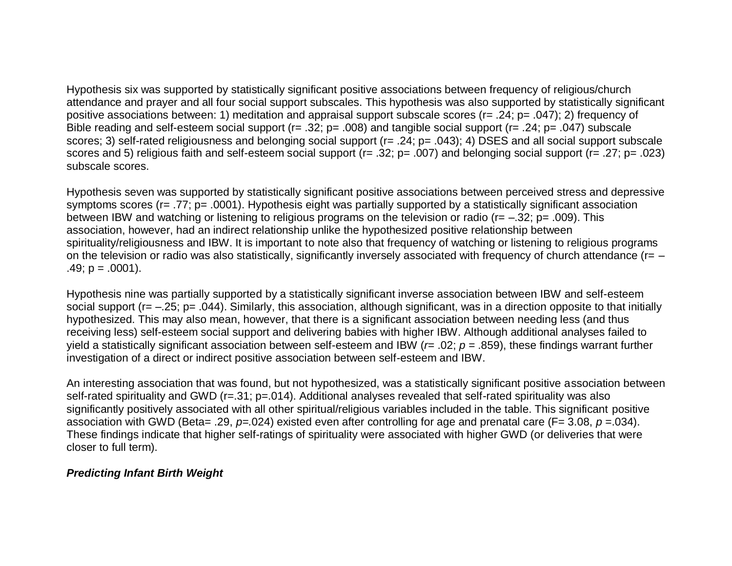Hypothesis six was supported by statistically significant positive associations between frequency of religious/church attendance and prayer and all four social support subscales. This hypothesis was also supported by statistically significant positive associations between: 1) meditation and appraisal support subscale scores ($r = .24$; $p = .047$); 2) frequency of Bible reading and self-esteem social support ($r = .32$; $p = .008$) and tangible social support ($r = .24$; $p = .047$) subscale scores; 3) self-rated religiousness and belonging social support ($r = .24$; $p = .043$); 4) DSES and all social support subscale scores and 5) religious faith and self-esteem social support ($r = .32$; $p = .007$) and belonging social support ($r = .27$; $p = .023$) subscale scores.

Hypothesis seven was supported by statistically significant positive associations between perceived stress and depressive symptoms scores ($r = .77$; $p = .0001$). Hypothesis eight was partially supported by a statistically significant association between IBW and watching or listening to religious programs on the television or radio ($r = –.32$; $p = .009$). This association, however, had an indirect relationship unlike the hypothesized positive relationship between spirituality/religiousness and IBW. It is important to note also that frequency of watching or listening to religious programs on the television or radio was also statistically, significantly inversely associated with frequency of church attendance ($r = –.49$; $p = .0001$).

Hypothesis nine was partially supported by a statistically significant inverse association between IBW and self-esteem social support ($r = –.25$; $p = .044$). Similarly, this association, although significant, was in a direction opposite to that initially hypothesized. This may also mean, however, that there is a significant association between needing less (and thus receiving less) self-esteem social support and delivering babies with higher IBW. Although additional analyses failed to yield a statistically significant association between self-esteem and IBW ($r = .02$; $p = .859$), these findings warrant further investigation of a direct or indirect positive association between self-esteem and IBW.

An interesting association that was found, but not hypothesized, was a statistically significant positive association between self-rated spirituality and GWD ($r = .31$; $p = .014$). Additional analyses revealed that self-rated spirituality was also significantly positively associated with all other spiritual/religious variables included in the table. This significant positive association with GWD (Beta= .29, $p = .024$) existed even after controlling for age and prenatal care ($F = 3.08$, $p = .034$). These findings indicate that higher self-ratings of spirituality were associated with higher GWD (or deliveries that were closer to full term).

***Predicting Infant Birth Weight***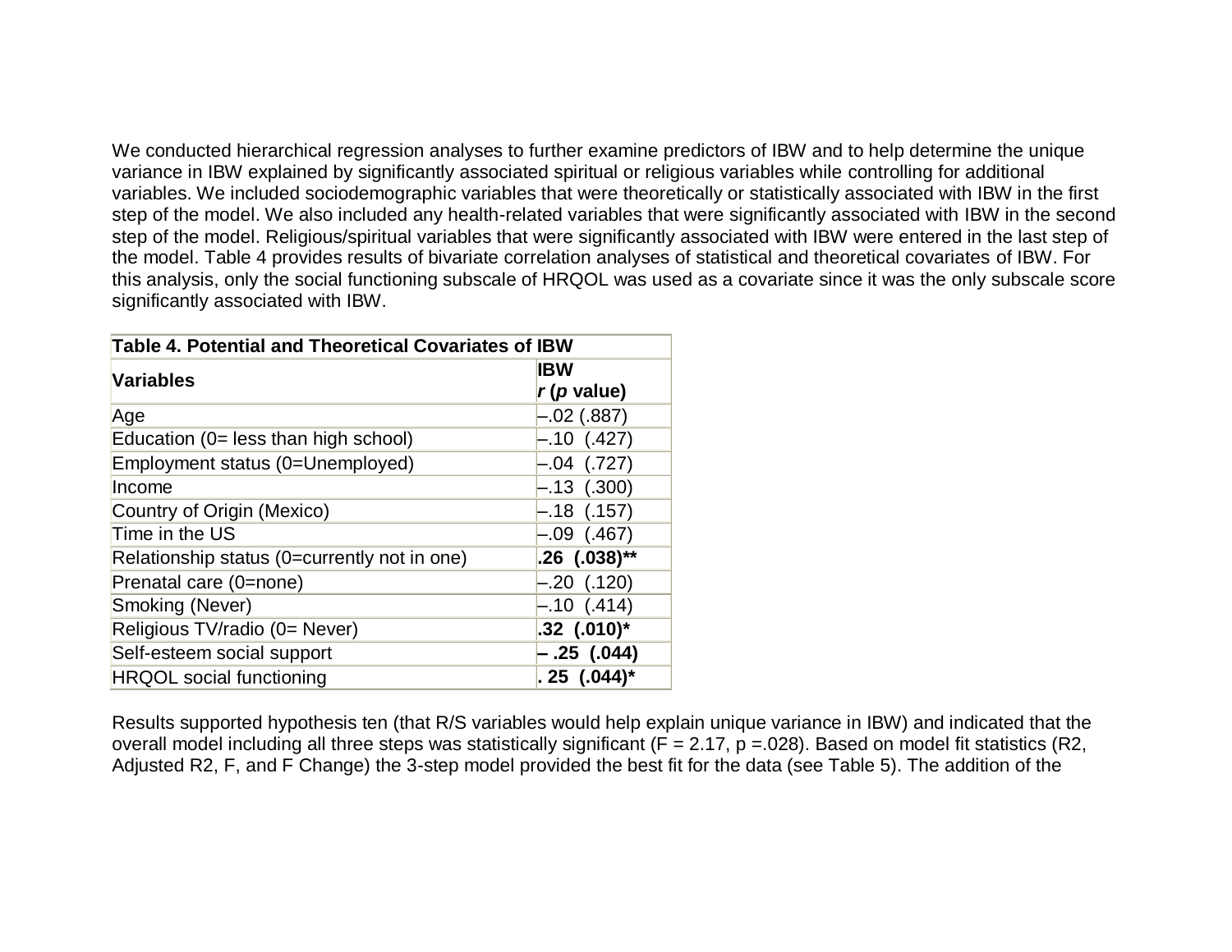We conducted hierarchical regression analyses to further examine predictors of IBW and to help determine the unique variance in IBW explained by significantly associated spiritual or religious variables while controlling for additional variables. We included sociodemographic variables that were theoretically or statistically associated with IBW in the first step of the model. We also included any health-related variables that were significantly associated with IBW in the second step of the model. Religious/spiritual variables that were significantly associated with IBW were entered in the last step of the model. Table 4 provides results of bivariate correlation analyses of statistical and theoretical covariates of IBW. For this analysis, only the social functioning subscale of HRQOL was used as a covariate since it was the only subscale score significantly associated with IBW.

**Table 4. Potential and Theoretical Covariates of IBW**

| **Variables** | **IBW** *r* **(*p* value)** |
|---|---|
| Age | –.02 (.887) |
| Education (0= less than high school) | –.10 (.427) |
| Employment status (0=Unemployed) | –.04 (.727) |
| Income | –.13 (.300) |
| Country of Origin (Mexico) | –.18 (.157) |
| Time in the US | –.09 (.467) |
| Relationship status (0=currently not in one) | **.26 (.038)**** |
| Prenatal care (0=none) | –.20 (.120) |
| Smoking (Never) | –.10 (.414) |
| Religious TV/radio (0= Never) | **.32 (.010)*** |
| Self-esteem social support | **– .25 (.044)** |
| HRQOL social functioning | **. 25 (.044)*** |

Results supported hypothesis ten (that R/S variables would help explain unique variance in IBW) and indicated that the overall model including all three steps was statistically significant ($F = 2.17$, $p = .028$). Based on model fit statistics ($R2$, Adjusted $R2$, $F$, and $F$ Change) the 3-step model provided the best fit for the data (see Table 5). The addition of the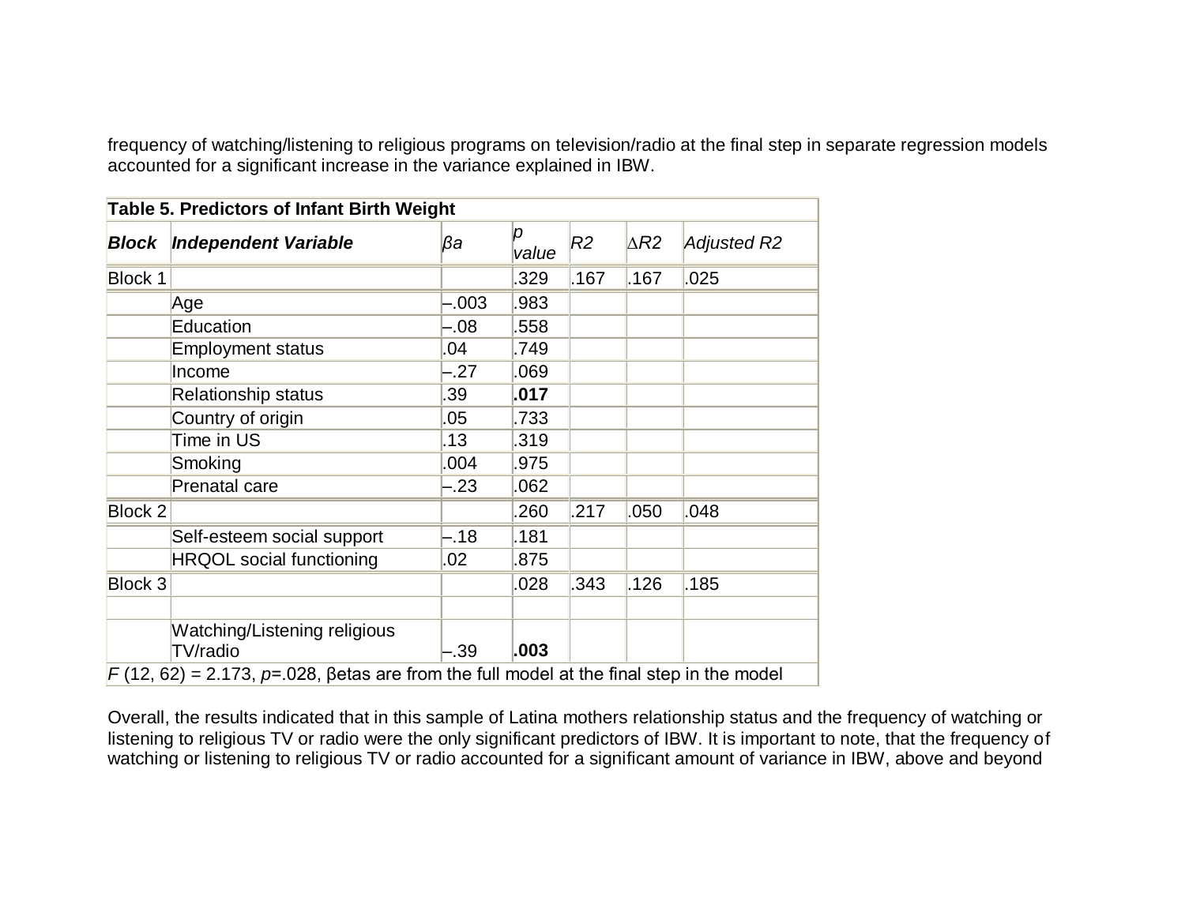frequency of watching/listening to religious programs on television/radio at the final step in separate regression models accounted for a significant increase in the variance explained in IBW.

| **Table 5. Predictors of Infant Birth Weight** | | | | | | |
|---|---|---|---|---|---|---|
| ***Block*** | ***Independent Variable*** | *βa* | *p value* | *R2* | *∆R2* | *Adjusted R2* |
| Block 1 | | | .329 | .167 | .167 | .025 |
| | Age | –.003 | .983 | | | |
| | Education | –.08 | .558 | | | |
| | Employment status | .04 | .749 | | | |
| | Income | –.27 | .069 | | | |
| | Relationship status | .39 | **.017** | | | |
| | Country of origin | .05 | .733 | | | |
| | Time in US | .13 | .319 | | | |
| | Smoking | .004 | .975 | | | |
| | Prenatal care | –.23 | .062 | | | |
| Block 2 | | | .260 | .217 | .050 | .048 |
| | Self-esteem social support | –.18 | .181 | | | |
| | HRQOL social functioning | .02 | .875 | | | |
| Block 3 | | | .028 | .343 | .126 | .185 |
| | | | | | | |
| | Watching/Listening religious TV/radio | –.39 | **.003** | | | |
| $F$ (12, 62) = 2.173, $p$=.028, βetas are from the full model at the final step in the model | | | | | | |

Overall, the results indicated that in this sample of Latina mothers relationship status and the frequency of watching or listening to religious TV or radio were the only significant predictors of IBW. It is important to note, that the frequency of watching or listening to religious TV or radio accounted for a significant amount of variance in IBW, above and beyond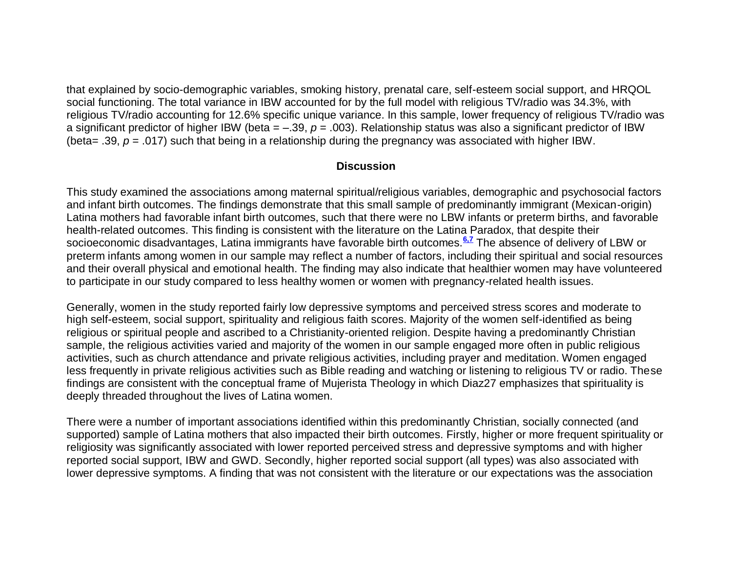that explained by socio-demographic variables, smoking history, prenatal care, self-esteem social support, and HRQOL social functioning. The total variance in IBW accounted for by the full model with religious TV/radio was 34.3%, with religious TV/radio accounting for 12.6% specific unique variance. In this sample, lower frequency of religious TV/radio was a significant predictor of higher IBW (beta = –.39, $p$ = .003). Relationship status was also a significant predictor of IBW (beta= .39, $p$ = .017) such that being in a relationship during the pregnancy was associated with higher IBW.

## Discussion

This study examined the associations among maternal spiritual/religious variables, demographic and psychosocial factors and infant birth outcomes. The findings demonstrate that this small sample of predominantly immigrant (Mexican-origin) Latina mothers had favorable infant birth outcomes, such that there were no LBW infants or preterm births, and favorable health-related outcomes. This finding is consistent with the literature on the Latina Paradox, that despite their socioeconomic disadvantages, Latina immigrants have favorable birth outcomes.[6,7] The absence of delivery of LBW or preterm infants among women in our sample may reflect a number of factors, including their spiritual and social resources and their overall physical and emotional health. The finding may also indicate that healthier women may have volunteered to participate in our study compared to less healthy women or women with pregnancy-related health issues.

Generally, women in the study reported fairly low depressive symptoms and perceived stress scores and moderate to high self-esteem, social support, spirituality and religious faith scores. Majority of the women self-identified as being religious or spiritual people and ascribed to a Christianity-oriented religion. Despite having a predominantly Christian sample, the religious activities varied and majority of the women in our sample engaged more often in public religious activities, such as church attendance and private religious activities, including prayer and meditation. Women engaged less frequently in private religious activities such as Bible reading and watching or listening to religious TV or radio. These findings are consistent with the conceptual frame of Mujerista Theology in which Diaz27 emphasizes that spirituality is deeply threaded throughout the lives of Latina women.

There were a number of important associations identified within this predominantly Christian, socially connected (and supported) sample of Latina mothers that also impacted their birth outcomes. Firstly, higher or more frequent spirituality or religiosity was significantly associated with lower reported perceived stress and depressive symptoms and with higher reported social support, IBW and GWD. Secondly, higher reported social support (all types) was also associated with lower depressive symptoms. A finding that was not consistent with the literature or our expectations was the association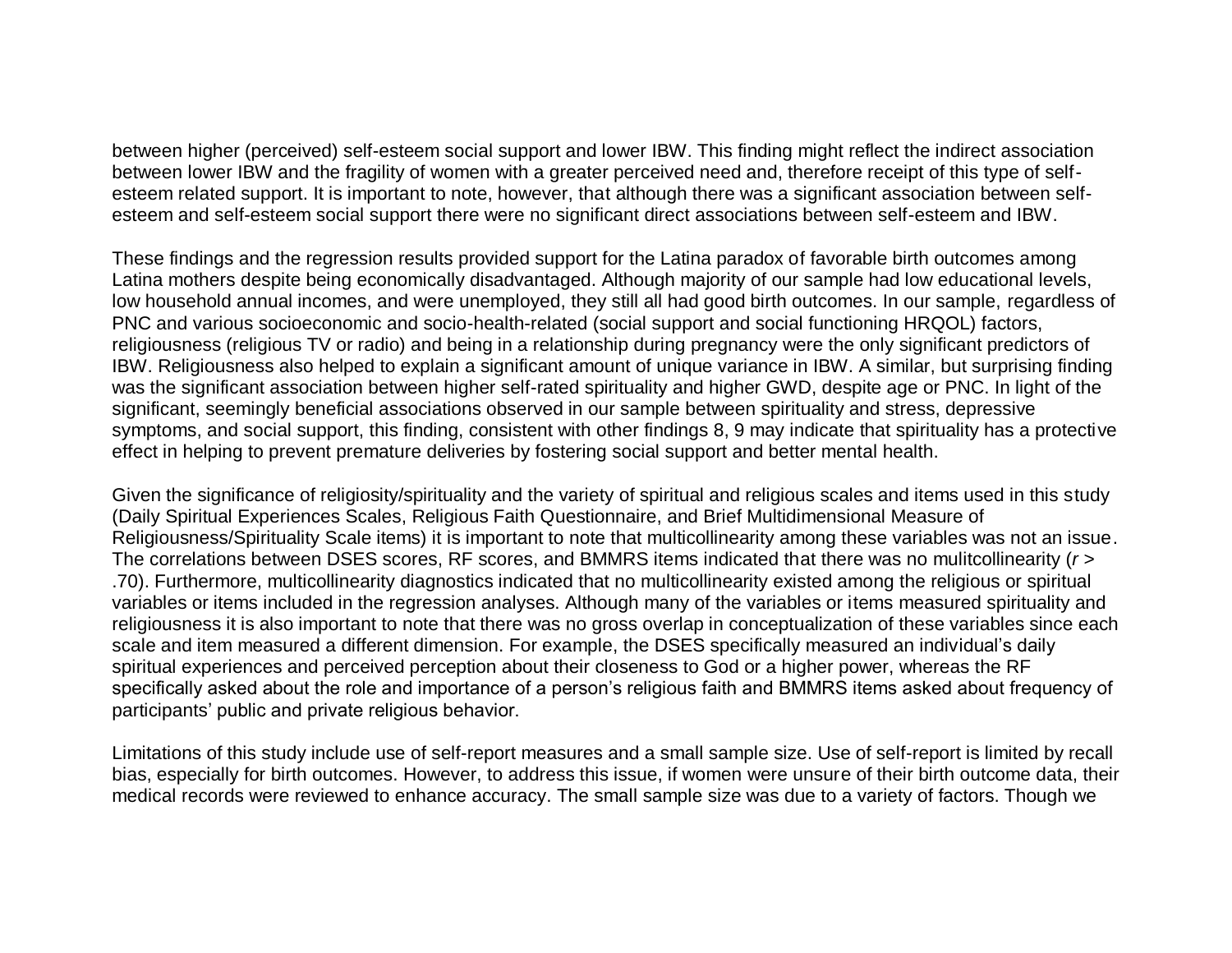between higher (perceived) self-esteem social support and lower IBW. This finding might reflect the indirect association between lower IBW and the fragility of women with a greater perceived need and, therefore receipt of this type of self-esteem related support. It is important to note, however, that although there was a significant association between self-esteem and self-esteem social support there were no significant direct associations between self-esteem and IBW.

These findings and the regression results provided support for the Latina paradox of favorable birth outcomes among Latina mothers despite being economically disadvantaged. Although majority of our sample had low educational levels, low household annual incomes, and were unemployed, they still all had good birth outcomes. In our sample, regardless of PNC and various socioeconomic and socio-health-related (social support and social functioning HRQOL) factors, religiousness (religious TV or radio) and being in a relationship during pregnancy were the only significant predictors of IBW. Religiousness also helped to explain a significant amount of unique variance in IBW. A similar, but surprising finding was the significant association between higher self-rated spirituality and higher GWD, despite age or PNC. In light of the significant, seemingly beneficial associations observed in our sample between spirituality and stress, depressive symptoms, and social support, this finding, consistent with other findings 8, 9 may indicate that spirituality has a protective effect in helping to prevent premature deliveries by fostering social support and better mental health.

Given the significance of religiosity/spirituality and the variety of spiritual and religious scales and items used in this study (Daily Spiritual Experiences Scales, Religious Faith Questionnaire, and Brief Multidimensional Measure of Religiousness/Spirituality Scale items) it is important to note that multicollinearity among these variables was not an issue. The correlations between DSES scores, RF scores, and BMMRS items indicated that there was no mulitcollinearity ($r >$ .70). Furthermore, multicollinearity diagnostics indicated that no multicollinearity existed among the religious or spiritual variables or items included in the regression analyses. Although many of the variables or items measured spirituality and religiousness it is also important to note that there was no gross overlap in conceptualization of these variables since each scale and item measured a different dimension. For example, the DSES specifically measured an individual's daily spiritual experiences and perceived perception about their closeness to God or a higher power, whereas the RF specifically asked about the role and importance of a person's religious faith and BMMRS items asked about frequency of participants' public and private religious behavior.

Limitations of this study include use of self-report measures and a small sample size. Use of self-report is limited by recall bias, especially for birth outcomes. However, to address this issue, if women were unsure of their birth outcome data, their medical records were reviewed to enhance accuracy. The small sample size was due to a variety of factors. Though we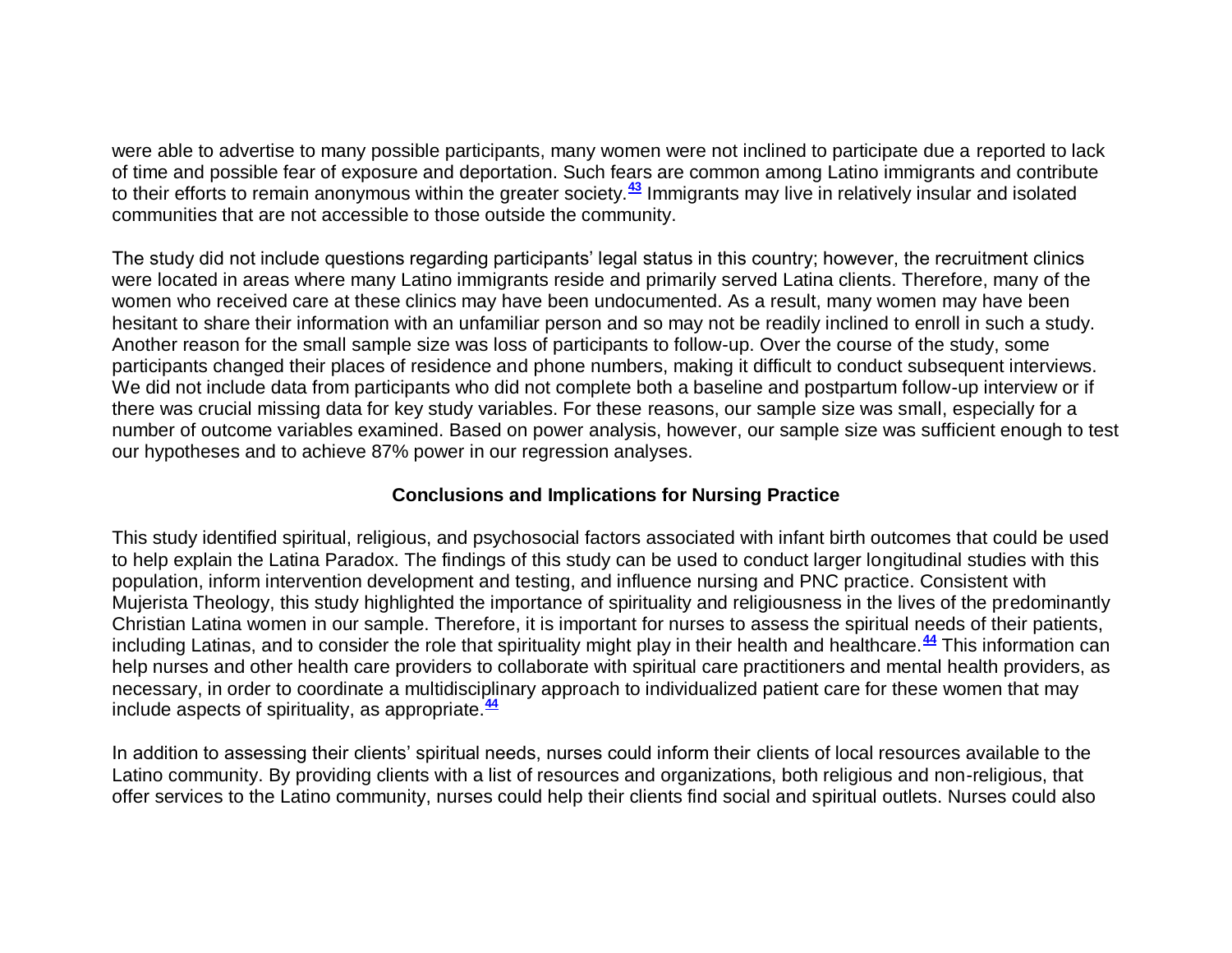were able to advertise to many possible participants, many women were not inclined to participate due a reported to lack of time and possible fear of exposure and deportation. Such fears are common among Latino immigrants and contribute to their efforts to remain anonymous within the greater society.[43] Immigrants may live in relatively insular and isolated communities that are not accessible to those outside the community.

The study did not include questions regarding participants' legal status in this country; however, the recruitment clinics were located in areas where many Latino immigrants reside and primarily served Latina clients. Therefore, many of the women who received care at these clinics may have been undocumented. As a result, many women may have been hesitant to share their information with an unfamiliar person and so may not be readily inclined to enroll in such a study. Another reason for the small sample size was loss of participants to follow-up. Over the course of the study, some participants changed their places of residence and phone numbers, making it difficult to conduct subsequent interviews. We did not include data from participants who did not complete both a baseline and postpartum follow-up interview or if there was crucial missing data for key study variables. For these reasons, our sample size was small, especially for a number of outcome variables examined. Based on power analysis, however, our sample size was sufficient enough to test our hypotheses and to achieve 87% power in our regression analyses.

## Conclusions and Implications for Nursing Practice

This study identified spiritual, religious, and psychosocial factors associated with infant birth outcomes that could be used to help explain the Latina Paradox. The findings of this study can be used to conduct larger longitudinal studies with this population, inform intervention development and testing, and influence nursing and PNC practice. Consistent with Mujerista Theology, this study highlighted the importance of spirituality and religiousness in the lives of the predominantly Christian Latina women in our sample. Therefore, it is important for nurses to assess the spiritual needs of their patients, including Latinas, and to consider the role that spirituality might play in their health and healthcare.[44] This information can help nurses and other health care providers to collaborate with spiritual care practitioners and mental health providers, as necessary, in order to coordinate a multidisciplinary approach to individualized patient care for these women that may include aspects of spirituality, as appropriate.[44]

In addition to assessing their clients' spiritual needs, nurses could inform their clients of local resources available to the Latino community. By providing clients with a list of resources and organizations, both religious and non-religious, that offer services to the Latino community, nurses could help their clients find social and spiritual outlets. Nurses could also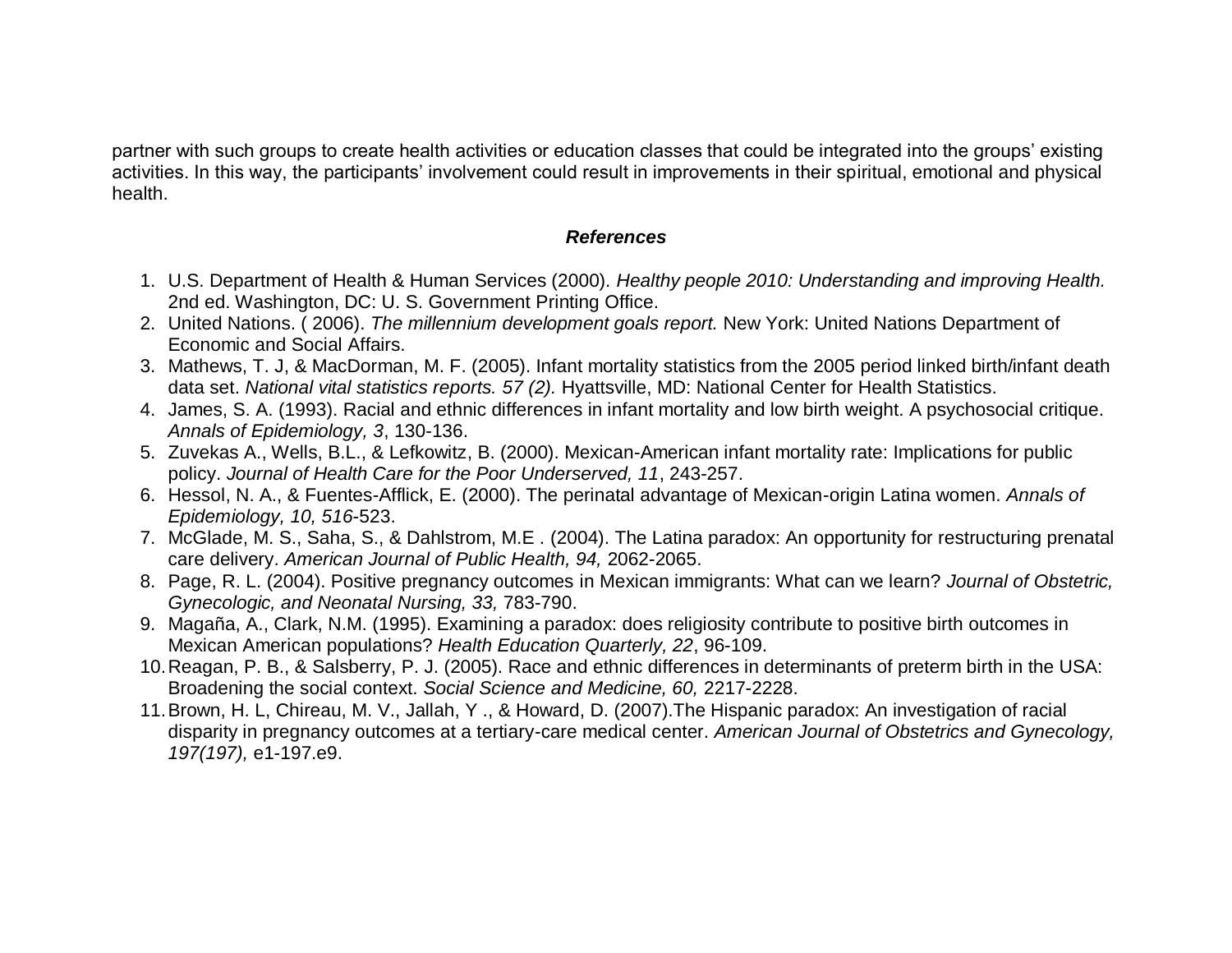partner with such groups to create health activities or education classes that could be integrated into the groups' existing activities. In this way, the participants' involvement could result in improvements in their spiritual, emotional and physical health.

### ***References***

1. U.S. Department of Health & Human Services (2000). *Healthy people 2010: Understanding and improving Health.* 2nd ed. Washington, DC: U. S. Government Printing Office.
2. United Nations. ( 2006). *The millennium development goals report.* New York: United Nations Department of Economic and Social Affairs.
3. Mathews, T. J, & MacDorman, M. F. (2005). Infant mortality statistics from the 2005 period linked birth/infant death data set. *National vital statistics reports. 57 (2).* Hyattsville, MD: National Center for Health Statistics.
4. James, S. A. (1993). Racial and ethnic differences in infant mortality and low birth weight. A psychosocial critique. *Annals of Epidemiology, 3*, 130-136.
5. Zuvekas A., Wells, B.L., & Lefkowitz, B. (2000). Mexican-American infant mortality rate: Implications for public policy. *Journal of Health Care for the Poor Underserved, 11*, 243-257.
6. Hessol, N. A., & Fuentes-Afflick, E. (2000). The perinatal advantage of Mexican-origin Latina women. *Annals of Epidemiology, 10, 516*-523.
7. McGlade, M. S., Saha, S., & Dahlstrom, M.E . (2004). The Latina paradox: An opportunity for restructuring prenatal care delivery. *American Journal of Public Health, 94,* 2062-2065.
8. Page, R. L. (2004). Positive pregnancy outcomes in Mexican immigrants: What can we learn? *Journal of Obstetric, Gynecologic, and Neonatal Nursing, 33,* 783-790.
9. Magaña, A., Clark, N.M. (1995). Examining a paradox: does religiosity contribute to positive birth outcomes in Mexican American populations? *Health Education Quarterly, 22*, 96-109.
10. Reagan, P. B., & Salsberry, P. J. (2005). Race and ethnic differences in determinants of preterm birth in the USA: Broadening the social context. *Social Science and Medicine, 60,* 2217-2228.
11. Brown, H. L, Chireau, M. V., Jallah, Y ., & Howard, D. (2007).The Hispanic paradox: An investigation of racial disparity in pregnancy outcomes at a tertiary-care medical center. *American Journal of Obstetrics and Gynecology, 197(197),* e1-197.e9.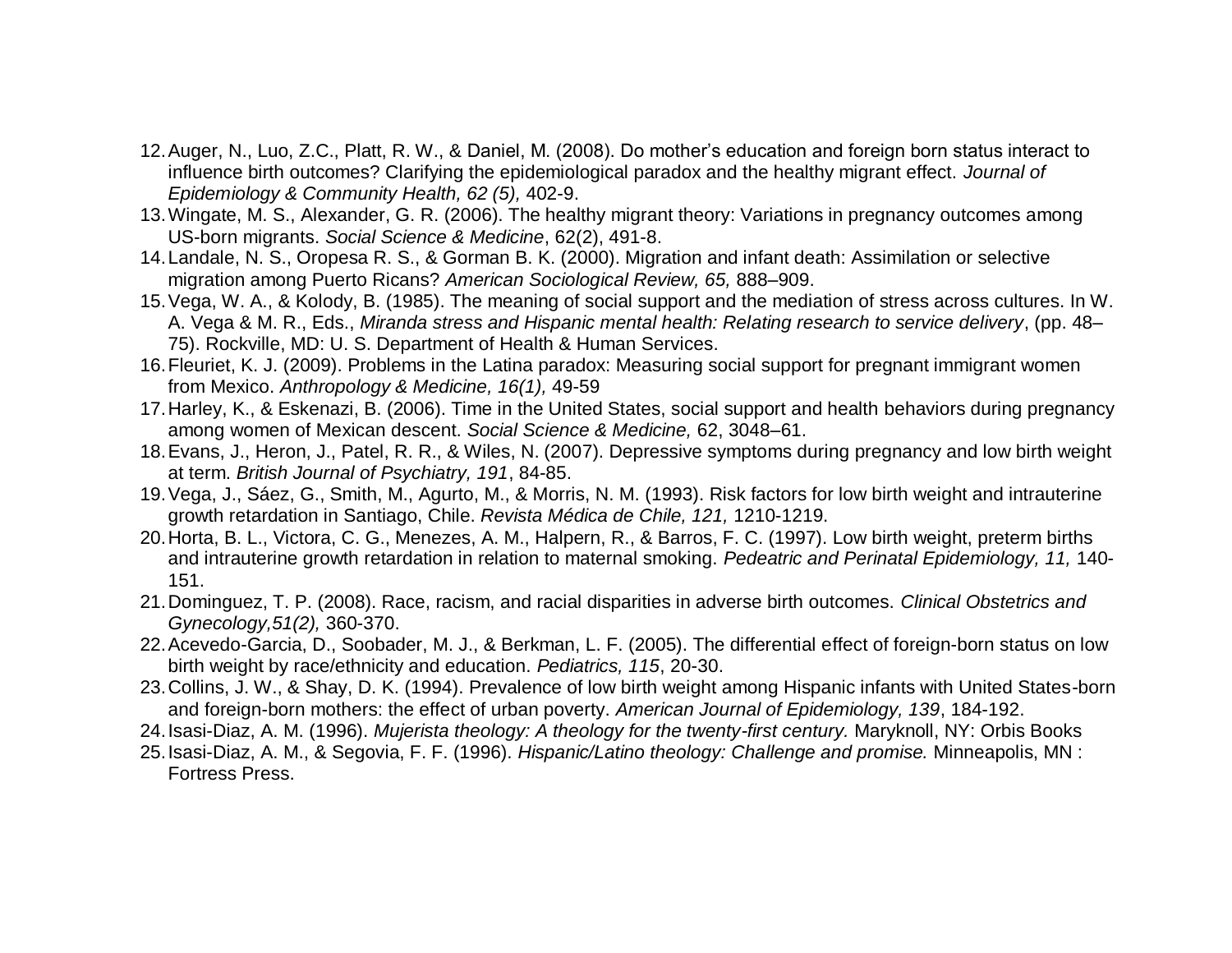12. Auger, N., Luo, Z.C., Platt, R. W., & Daniel, M. (2008). Do mother's education and foreign born status interact to influence birth outcomes? Clarifying the epidemiological paradox and the healthy migrant effect. *Journal of Epidemiology & Community Health, 62 (5),* 402-9.
13. Wingate, M. S., Alexander, G. R. (2006). The healthy migrant theory: Variations in pregnancy outcomes among US-born migrants. *Social Science & Medicine*, 62(2), 491-8.
14. Landale, N. S., Oropesa R. S., & Gorman B. K. (2000). Migration and infant death: Assimilation or selective migration among Puerto Ricans? *American Sociological Review, 65,* 888–909.
15. Vega, W. A., & Kolody, B. (1985). The meaning of social support and the mediation of stress across cultures. In W. A. Vega & M. R., Eds., *Miranda stress and Hispanic mental health: Relating research to service delivery*, (pp. 48–75). Rockville, MD: U. S. Department of Health & Human Services.
16. Fleuriet, K. J. (2009). Problems in the Latina paradox: Measuring social support for pregnant immigrant women from Mexico. *Anthropology & Medicine, 16(1),* 49-59
17. Harley, K., & Eskenazi, B. (2006). Time in the United States, social support and health behaviors during pregnancy among women of Mexican descent. *Social Science & Medicine,* 62, 3048–61.
18. Evans, J., Heron, J., Patel, R. R., & Wiles, N. (2007). Depressive symptoms during pregnancy and low birth weight at term. *British Journal of Psychiatry, 191*, 84-85.
19. Vega, J., Sáez, G., Smith, M., Agurto, M., & Morris, N. M. (1993). Risk factors for low birth weight and intrauterine growth retardation in Santiago, Chile. *Revista Médica de Chile, 121,* 1210-1219.
20. Horta, B. L., Victora, C. G., Menezes, A. M., Halpern, R., & Barros, F. C. (1997). Low birth weight, preterm births and intrauterine growth retardation in relation to maternal smoking. *Pedeatric and Perinatal Epidemiology, 11,* 140-151.
21. Dominguez, T. P. (2008). Race, racism, and racial disparities in adverse birth outcomes. *Clinical Obstetrics and Gynecology,51(2),* 360-370.
22. Acevedo-Garcia, D., Soobader, M. J., & Berkman, L. F. (2005). The differential effect of foreign-born status on low birth weight by race/ethnicity and education. *Pediatrics, 115*, 20-30.
23. Collins, J. W., & Shay, D. K. (1994). Prevalence of low birth weight among Hispanic infants with United States-born and foreign-born mothers: the effect of urban poverty. *American Journal of Epidemiology, 139*, 184-192.
24. Isasi-Diaz, A. M. (1996). *Mujerista theology: A theology for the twenty-first century.* Maryknoll, NY: Orbis Books
25. Isasi-Diaz, A. M., & Segovia, F. F. (1996). *Hispanic/Latino theology: Challenge and promise.* Minneapolis, MN : Fortress Press.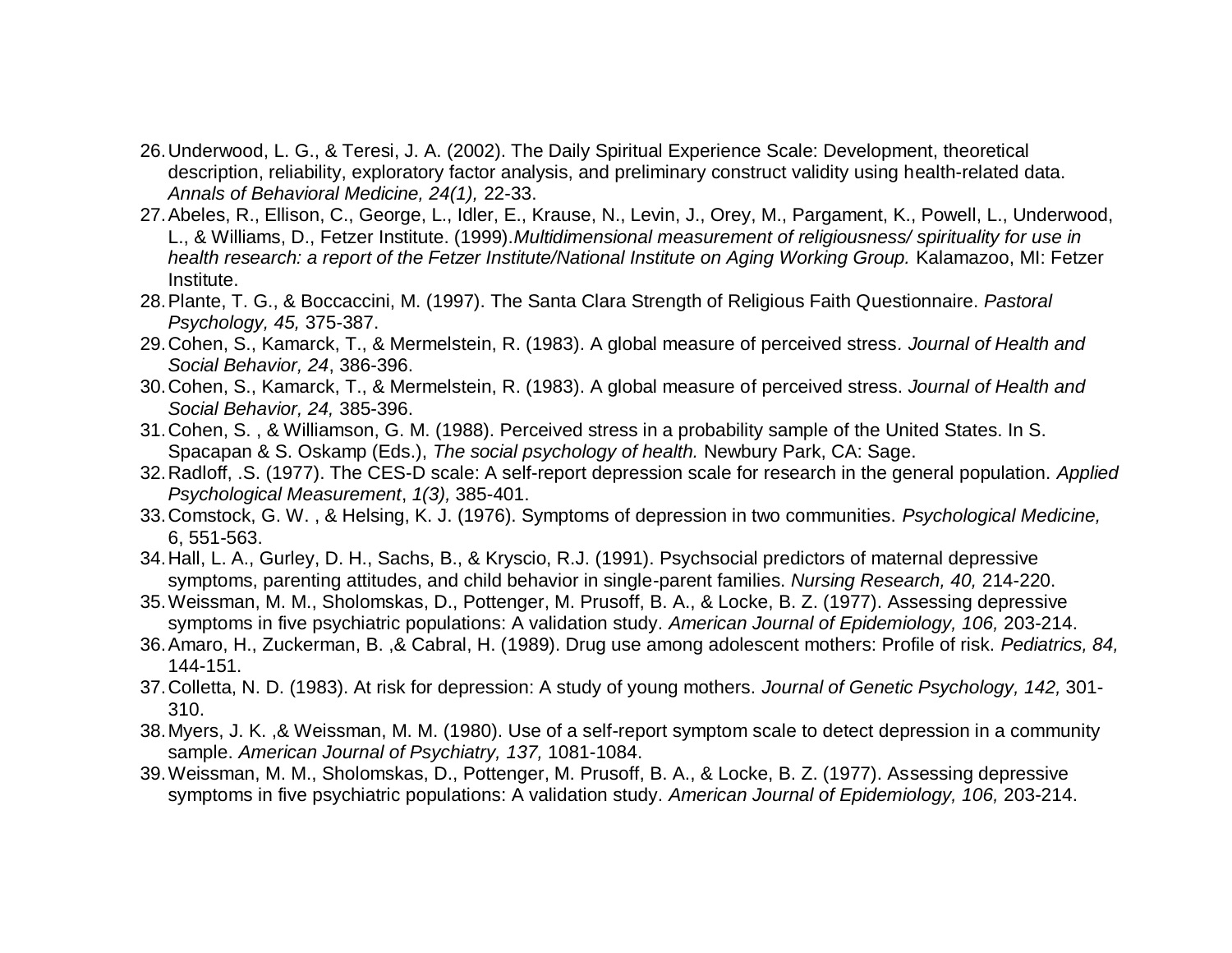26. Underwood, L. G., & Teresi, J. A. (2002). The Daily Spiritual Experience Scale: Development, theoretical description, reliability, exploratory factor analysis, and preliminary construct validity using health-related data. *Annals of Behavioral Medicine, 24(1),* 22-33.
27. Abeles, R., Ellison, C., George, L., Idler, E., Krause, N., Levin, J., Orey, M., Pargament, K., Powell, L., Underwood, L., & Williams, D., Fetzer Institute. (1999).*Multidimensional measurement of religiousness/ spirituality for use in health research: a report of the Fetzer Institute/National Institute on Aging Working Group.* Kalamazoo, MI: Fetzer Institute.
28. Plante, T. G., & Boccaccini, M. (1997). The Santa Clara Strength of Religious Faith Questionnaire. *Pastoral Psychology, 45,* 375-387.
29. Cohen, S., Kamarck, T., & Mermelstein, R. (1983). A global measure of perceived stress. *Journal of Health and Social Behavior, 24*, 386-396.
30. Cohen, S., Kamarck, T., & Mermelstein, R. (1983). A global measure of perceived stress. *Journal of Health and Social Behavior, 24,* 385-396.
31. Cohen, S. , & Williamson, G. M. (1988). Perceived stress in a probability sample of the United States. In S. Spacapan & S. Oskamp (Eds.), *The social psychology of health.* Newbury Park, CA: Sage.
32. Radloff, .S. (1977). The CES-D scale: A self-report depression scale for research in the general population. *Applied Psychological Measurement*, *1(3),* 385-401.
33. Comstock, G. W. , & Helsing, K. J. (1976). Symptoms of depression in two communities. *Psychological Medicine,* 6, 551-563.
34. Hall, L. A., Gurley, D. H., Sachs, B., & Kryscio, R.J. (1991). Psychsocial predictors of maternal depressive symptoms, parenting attitudes, and child behavior in single-parent families. *Nursing Research, 40,* 214-220.
35. Weissman, M. M., Sholomskas, D., Pottenger, M. Prusoff, B. A., & Locke, B. Z. (1977). Assessing depressive symptoms in five psychiatric populations: A validation study. *American Journal of Epidemiology, 106,* 203-214.
36. Amaro, H., Zuckerman, B. ,& Cabral, H. (1989). Drug use among adolescent mothers: Profile of risk. *Pediatrics, 84,* 144-151.
37. Colletta, N. D. (1983). At risk for depression: A study of young mothers. *Journal of Genetic Psychology, 142,* 301-310.
38. Myers, J. K. ,& Weissman, M. M. (1980). Use of a self-report symptom scale to detect depression in a community sample. *American Journal of Psychiatry, 137,* 1081-1084.
39. Weissman, M. M., Sholomskas, D., Pottenger, M. Prusoff, B. A., & Locke, B. Z. (1977). Assessing depressive symptoms in five psychiatric populations: A validation study. *American Journal of Epidemiology, 106,* 203-214.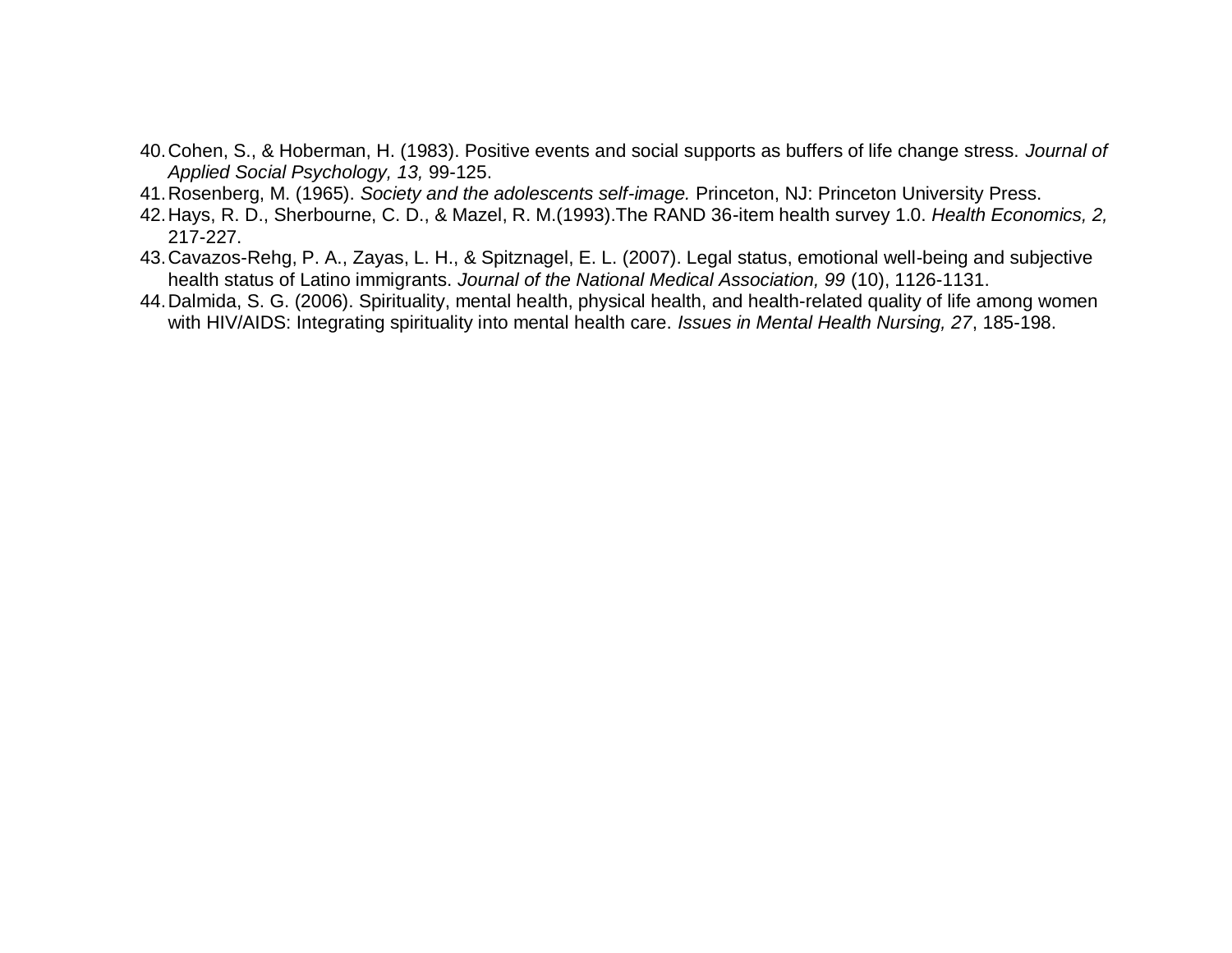40. Cohen, S., & Hoberman, H. (1983). Positive events and social supports as buffers of life change stress. *Journal of Applied Social Psychology, 13,* 99-125.
41. Rosenberg, M. (1965). *Society and the adolescents self-image.* Princeton, NJ: Princeton University Press.
42. Hays, R. D., Sherbourne, C. D., & Mazel, R. M.(1993).The RAND 36-item health survey 1.0. *Health Economics, 2,* 217-227.
43. Cavazos-Rehg, P. A., Zayas, L. H., & Spitznagel, E. L. (2007). Legal status, emotional well-being and subjective health status of Latino immigrants. *Journal of the National Medical Association, 99* (10), 1126-1131.
44. Dalmida, S. G. (2006). Spirituality, mental health, physical health, and health-related quality of life among women with HIV/AIDS: Integrating spirituality into mental health care. *Issues in Mental Health Nursing, 27*, 185-198.